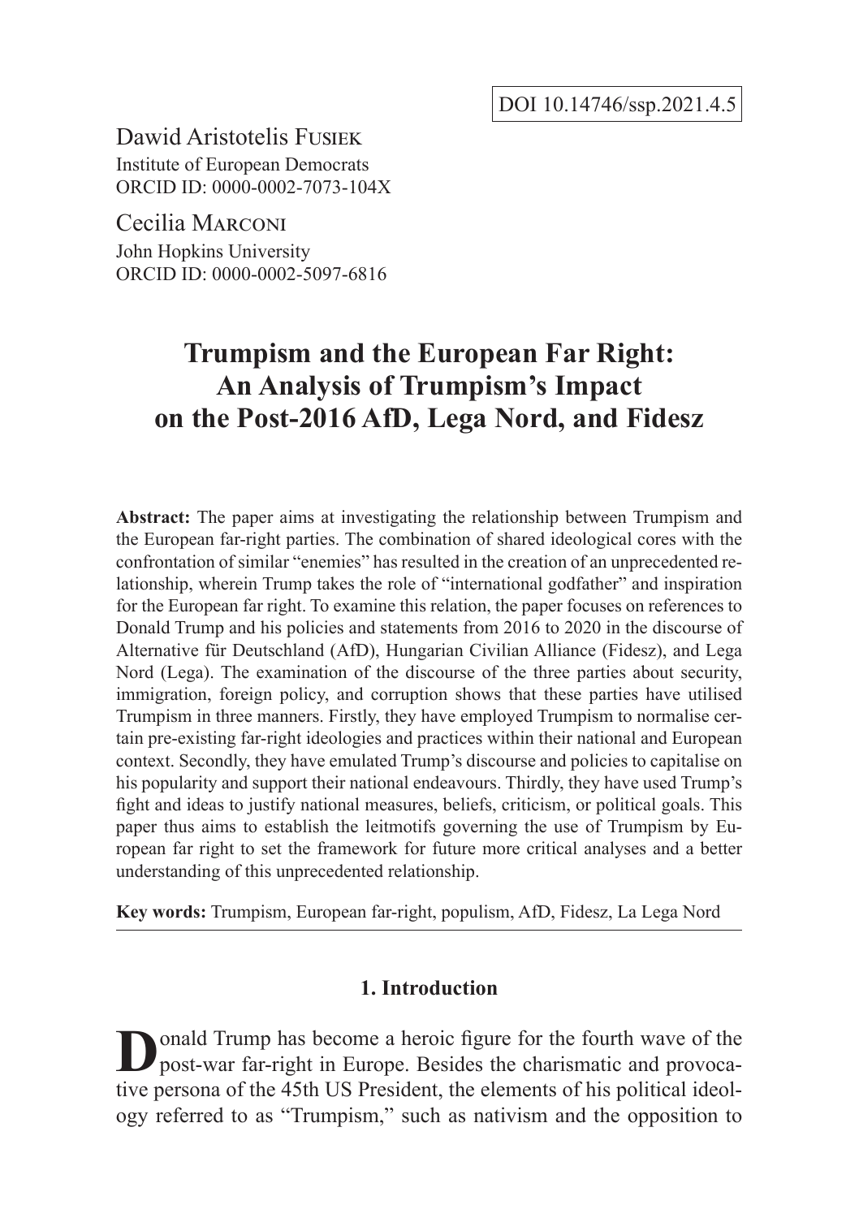DOI 10.14746/ssp.2021.4.5

Dawid Aristotelis Fusiek
Institute of European Democrats
ORCID ID: 0000-0002-7073-104X

Cecilia Marconi
John Hopkins University
ORCID ID: 0000-0002-5097-6816

# Trumpism and the European Far Right: An Analysis of Trumpism's Impact on the Post-2016 AfD, Lega Nord, and Fidesz

**Abstract:** The paper aims at investigating the relationship between Trumpism and the European far-right parties. The combination of shared ideological cores with the confrontation of similar "enemies" has resulted in the creation of an unprecedented relationship, wherein Trump takes the role of "international godfather" and inspiration for the European far right. To examine this relation, the paper focuses on references to Donald Trump and his policies and statements from 2016 to 2020 in the discourse of Alternative für Deutschland (AfD), Hungarian Civilian Alliance (Fidesz), and Lega Nord (Lega). The examination of the discourse of the three parties about security, immigration, foreign policy, and corruption shows that these parties have utilised Trumpism in three manners. Firstly, they have employed Trumpism to normalise certain pre-existing far-right ideologies and practices within their national and European context. Secondly, they have emulated Trump's discourse and policies to capitalise on his popularity and support their national endeavours. Thirdly, they have used Trump's fight and ideas to justify national measures, beliefs, criticism, or political goals. This paper thus aims to establish the leitmotifs governing the use of Trumpism by European far right to set the framework for future more critical analyses and a better understanding of this unprecedented relationship.

**Key words:** Trumpism, European far-right, populism, AfD, Fidesz, La Lega Nord

## 1. Introduction

Donald Trump has become a heroic figure for the fourth wave of the post-war far-right in Europe. Besides the charismatic and provocative persona of the 45th US President, the elements of his political ideology referred to as "Trumpism," such as nativism and the opposition to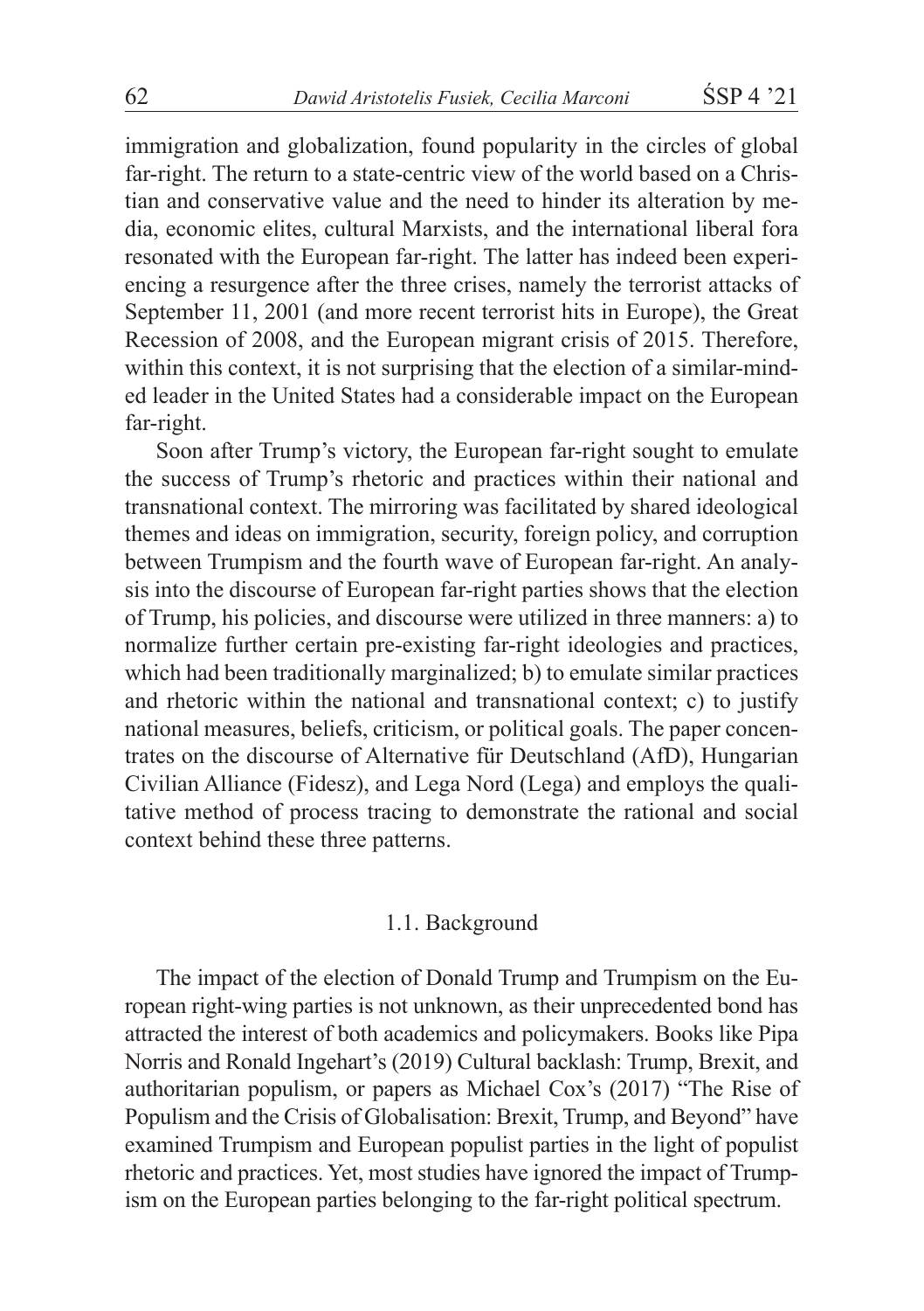immigration and globalization, found popularity in the circles of global far-right. The return to a state-centric view of the world based on a Christian and conservative value and the need to hinder its alteration by media, economic elites, cultural Marxists, and the international liberal fora resonated with the European far-right. The latter has indeed been experiencing a resurgence after the three crises, namely the terrorist attacks of September 11, 2001 (and more recent terrorist hits in Europe), the Great Recession of 2008, and the European migrant crisis of 2015. Therefore, within this context, it is not surprising that the election of a similar-minded leader in the United States had a considerable impact on the European far-right.

Soon after Trump's victory, the European far-right sought to emulate the success of Trump's rhetoric and practices within their national and transnational context. The mirroring was facilitated by shared ideological themes and ideas on immigration, security, foreign policy, and corruption between Trumpism and the fourth wave of European far-right. An analysis into the discourse of European far-right parties shows that the election of Trump, his policies, and discourse were utilized in three manners: a) to normalize further certain pre-existing far-right ideologies and practices, which had been traditionally marginalized; b) to emulate similar practices and rhetoric within the national and transnational context; c) to justify national measures, beliefs, criticism, or political goals. The paper concentrates on the discourse of Alternative für Deutschland (AfD), Hungarian Civilian Alliance (Fidesz), and Lega Nord (Lega) and employs the qualitative method of process tracing to demonstrate the rational and social context behind these three patterns.

### 1.1. Background

The impact of the election of Donald Trump and Trumpism on the European right-wing parties is not unknown, as their unprecedented bond has attracted the interest of both academics and policymakers. Books like Pipa Norris and Ronald Ingehart's (2019) Cultural backlash: Trump, Brexit, and authoritarian populism, or papers as Michael Cox's (2017) "The Rise of Populism and the Crisis of Globalisation: Brexit, Trump, and Beyond" have examined Trumpism and European populist parties in the light of populist rhetoric and practices. Yet, most studies have ignored the impact of Trumpism on the European parties belonging to the far-right political spectrum.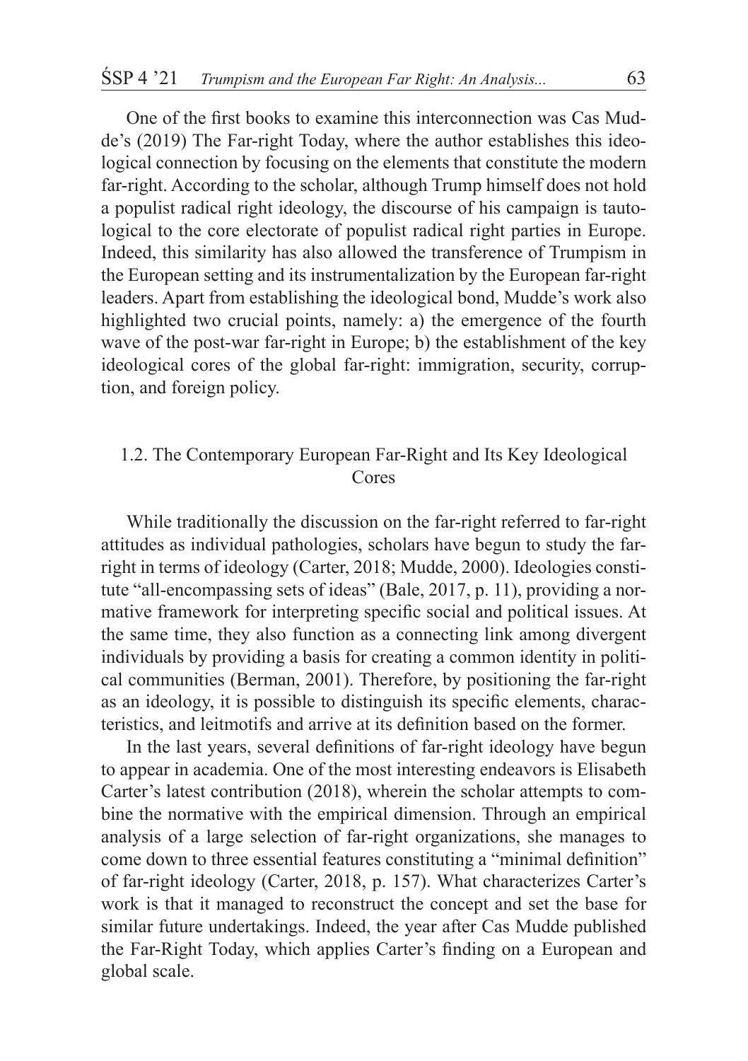One of the first books to examine this interconnection was Cas Mudde's (2019) The Far-right Today, where the author establishes this ideological connection by focusing on the elements that constitute the modern far-right. According to the scholar, although Trump himself does not hold a populist radical right ideology, the discourse of his campaign is tautological to the core electorate of populist radical right parties in Europe. Indeed, this similarity has also allowed the transference of Trumpism in the European setting and its instrumentalization by the European far-right leaders. Apart from establishing the ideological bond, Mudde's work also highlighted two crucial points, namely: a) the emergence of the fourth wave of the post-war far-right in Europe; b) the establishment of the key ideological cores of the global far-right: immigration, security, corruption, and foreign policy.

## 1.2. The Contemporary European Far-Right and Its Key Ideological Cores

While traditionally the discussion on the far-right referred to far-right attitudes as individual pathologies, scholars have begun to study the far-right in terms of ideology (Carter, 2018; Mudde, 2000). Ideologies constitute "all-encompassing sets of ideas" (Bale, 2017, p. 11), providing a normative framework for interpreting specific social and political issues. At the same time, they also function as a connecting link among divergent individuals by providing a basis for creating a common identity in political communities (Berman, 2001). Therefore, by positioning the far-right as an ideology, it is possible to distinguish its specific elements, characteristics, and leitmotifs and arrive at its definition based on the former.

In the last years, several definitions of far-right ideology have begun to appear in academia. One of the most interesting endeavors is Elisabeth Carter's latest contribution (2018), wherein the scholar attempts to combine the normative with the empirical dimension. Through an empirical analysis of a large selection of far-right organizations, she manages to come down to three essential features constituting a "minimal definition" of far-right ideology (Carter, 2018, p. 157). What characterizes Carter's work is that it managed to reconstruct the concept and set the base for similar future undertakings. Indeed, the year after Cas Mudde published the Far-Right Today, which applies Carter's finding on a European and global scale.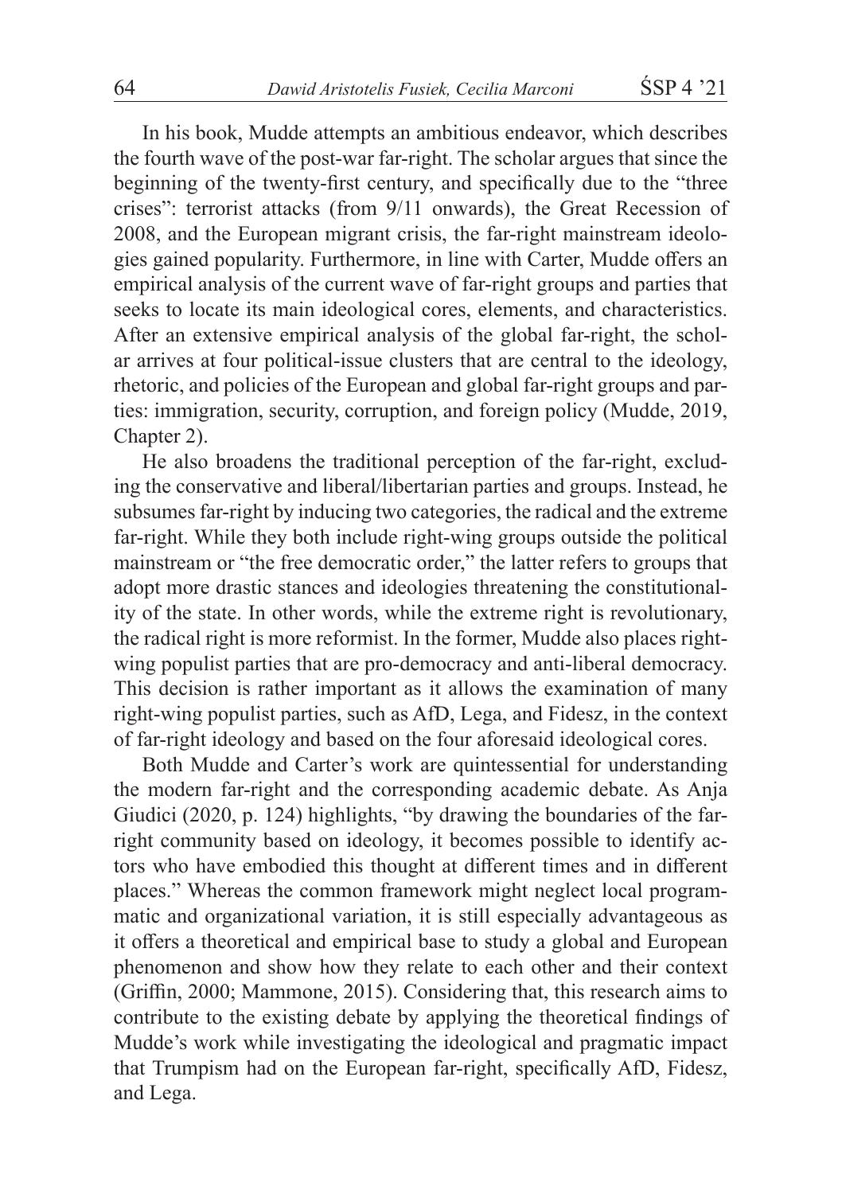In his book, Mudde attempts an ambitious endeavor, which describes the fourth wave of the post-war far-right. The scholar argues that since the beginning of the twenty-first century, and specifically due to the "three crises": terrorist attacks (from 9/11 onwards), the Great Recession of 2008, and the European migrant crisis, the far-right mainstream ideologies gained popularity. Furthermore, in line with Carter, Mudde offers an empirical analysis of the current wave of far-right groups and parties that seeks to locate its main ideological cores, elements, and characteristics. After an extensive empirical analysis of the global far-right, the scholar arrives at four political-issue clusters that are central to the ideology, rhetoric, and policies of the European and global far-right groups and parties: immigration, security, corruption, and foreign policy (Mudde, 2019, Chapter 2).

He also broadens the traditional perception of the far-right, excluding the conservative and liberal/libertarian parties and groups. Instead, he subsumes far-right by inducing two categories, the radical and the extreme far-right. While they both include right-wing groups outside the political mainstream or "the free democratic order," the latter refers to groups that adopt more drastic stances and ideologies threatening the constitutionality of the state. In other words, while the extreme right is revolutionary, the radical right is more reformist. In the former, Mudde also places right-wing populist parties that are pro-democracy and anti-liberal democracy. This decision is rather important as it allows the examination of many right-wing populist parties, such as AfD, Lega, and Fidesz, in the context of far-right ideology and based on the four aforesaid ideological cores.

Both Mudde and Carter's work are quintessential for understanding the modern far-right and the corresponding academic debate. As Anja Giudici (2020, p. 124) highlights, "by drawing the boundaries of the far-right community based on ideology, it becomes possible to identify actors who have embodied this thought at different times and in different places." Whereas the common framework might neglect local programmatic and organizational variation, it is still especially advantageous as it offers a theoretical and empirical base to study a global and European phenomenon and show how they relate to each other and their context (Griffin, 2000; Mammone, 2015). Considering that, this research aims to contribute to the existing debate by applying the theoretical findings of Mudde's work while investigating the ideological and pragmatic impact that Trumpism had on the European far-right, specifically AfD, Fidesz, and Lega.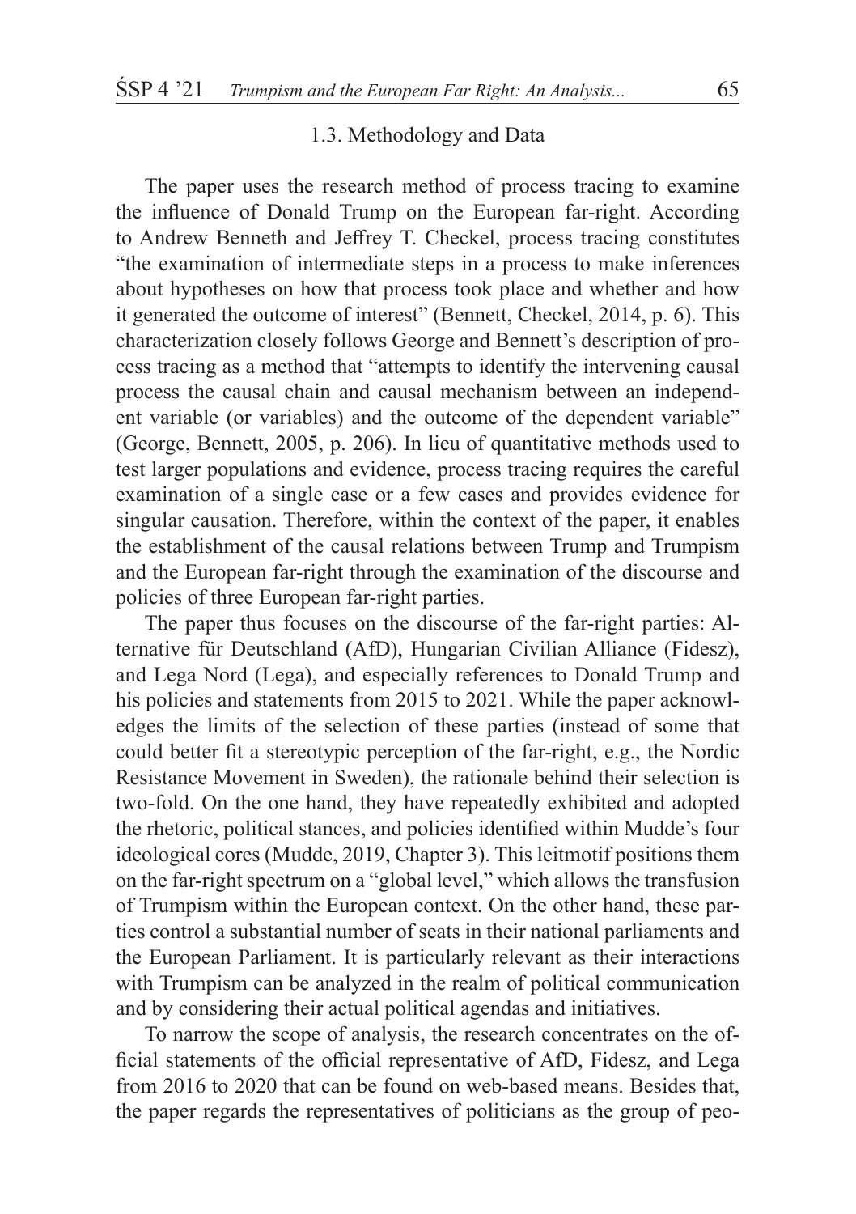### 1.3. Methodology and Data

The paper uses the research method of process tracing to examine the influence of Donald Trump on the European far-right. According to Andrew Benneth and Jeffrey T. Checkel, process tracing constitutes "the examination of intermediate steps in a process to make inferences about hypotheses on how that process took place and whether and how it generated the outcome of interest" (Bennett, Checkel, 2014, p. 6). This characterization closely follows George and Bennett's description of process tracing as a method that "attempts to identify the intervening causal process the causal chain and causal mechanism between an independent variable (or variables) and the outcome of the dependent variable" (George, Bennett, 2005, p. 206). In lieu of quantitative methods used to test larger populations and evidence, process tracing requires the careful examination of a single case or a few cases and provides evidence for singular causation. Therefore, within the context of the paper, it enables the establishment of the causal relations between Trump and Trumpism and the European far-right through the examination of the discourse and policies of three European far-right parties.

The paper thus focuses on the discourse of the far-right parties: Alternative für Deutschland (AfD), Hungarian Civilian Alliance (Fidesz), and Lega Nord (Lega), and especially references to Donald Trump and his policies and statements from 2015 to 2021. While the paper acknowledges the limits of the selection of these parties (instead of some that could better fit a stereotypic perception of the far-right, e.g., the Nordic Resistance Movement in Sweden), the rationale behind their selection is two-fold. On the one hand, they have repeatedly exhibited and adopted the rhetoric, political stances, and policies identified within Mudde's four ideological cores (Mudde, 2019, Chapter 3). This leitmotif positions them on the far-right spectrum on a "global level," which allows the transfusion of Trumpism within the European context. On the other hand, these parties control a substantial number of seats in their national parliaments and the European Parliament. It is particularly relevant as their interactions with Trumpism can be analyzed in the realm of political communication and by considering their actual political agendas and initiatives.

To narrow the scope of analysis, the research concentrates on the official statements of the official representative of AfD, Fidesz, and Lega from 2016 to 2020 that can be found on web-based means. Besides that, the paper regards the representatives of politicians as the group of peo-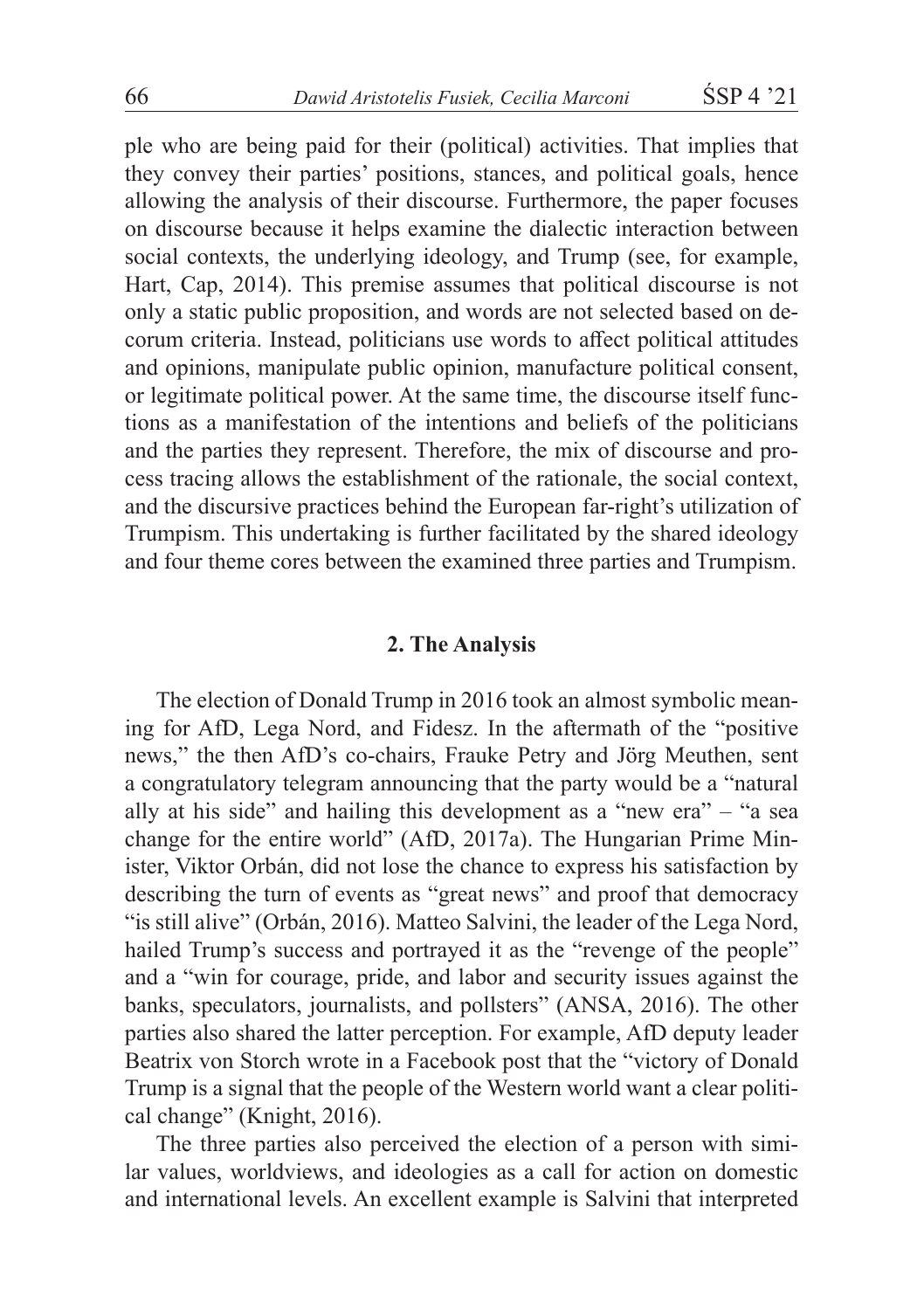ple who are being paid for their (political) activities. That implies that they convey their parties' positions, stances, and political goals, hence allowing the analysis of their discourse. Furthermore, the paper focuses on discourse because it helps examine the dialectic interaction between social contexts, the underlying ideology, and Trump (see, for example, Hart, Cap, 2014). This premise assumes that political discourse is not only a static public proposition, and words are not selected based on decorum criteria. Instead, politicians use words to affect political attitudes and opinions, manipulate public opinion, manufacture political consent, or legitimate political power. At the same time, the discourse itself functions as a manifestation of the intentions and beliefs of the politicians and the parties they represent. Therefore, the mix of discourse and process tracing allows the establishment of the rationale, the social context, and the discursive practices behind the European far-right's utilization of Trumpism. This undertaking is further facilitated by the shared ideology and four theme cores between the examined three parties and Trumpism.

## 2. The Analysis

The election of Donald Trump in 2016 took an almost symbolic meaning for AfD, Lega Nord, and Fidesz. In the aftermath of the "positive news," the then AfD's co-chairs, Frauke Petry and Jörg Meuthen, sent a congratulatory telegram announcing that the party would be a "natural ally at his side" and hailing this development as a "new era" – "a sea change for the entire world" (AfD, 2017a). The Hungarian Prime Minister, Viktor Orbán, did not lose the chance to express his satisfaction by describing the turn of events as "great news" and proof that democracy "is still alive" (Orbán, 2016). Matteo Salvini, the leader of the Lega Nord, hailed Trump's success and portrayed it as the "revenge of the people" and a "win for courage, pride, and labor and security issues against the banks, speculators, journalists, and pollsters" (ANSA, 2016). The other parties also shared the latter perception. For example, AfD deputy leader Beatrix von Storch wrote in a Facebook post that the "victory of Donald Trump is a signal that the people of the Western world want a clear political change" (Knight, 2016).

The three parties also perceived the election of a person with similar values, worldviews, and ideologies as a call for action on domestic and international levels. An excellent example is Salvini that interpreted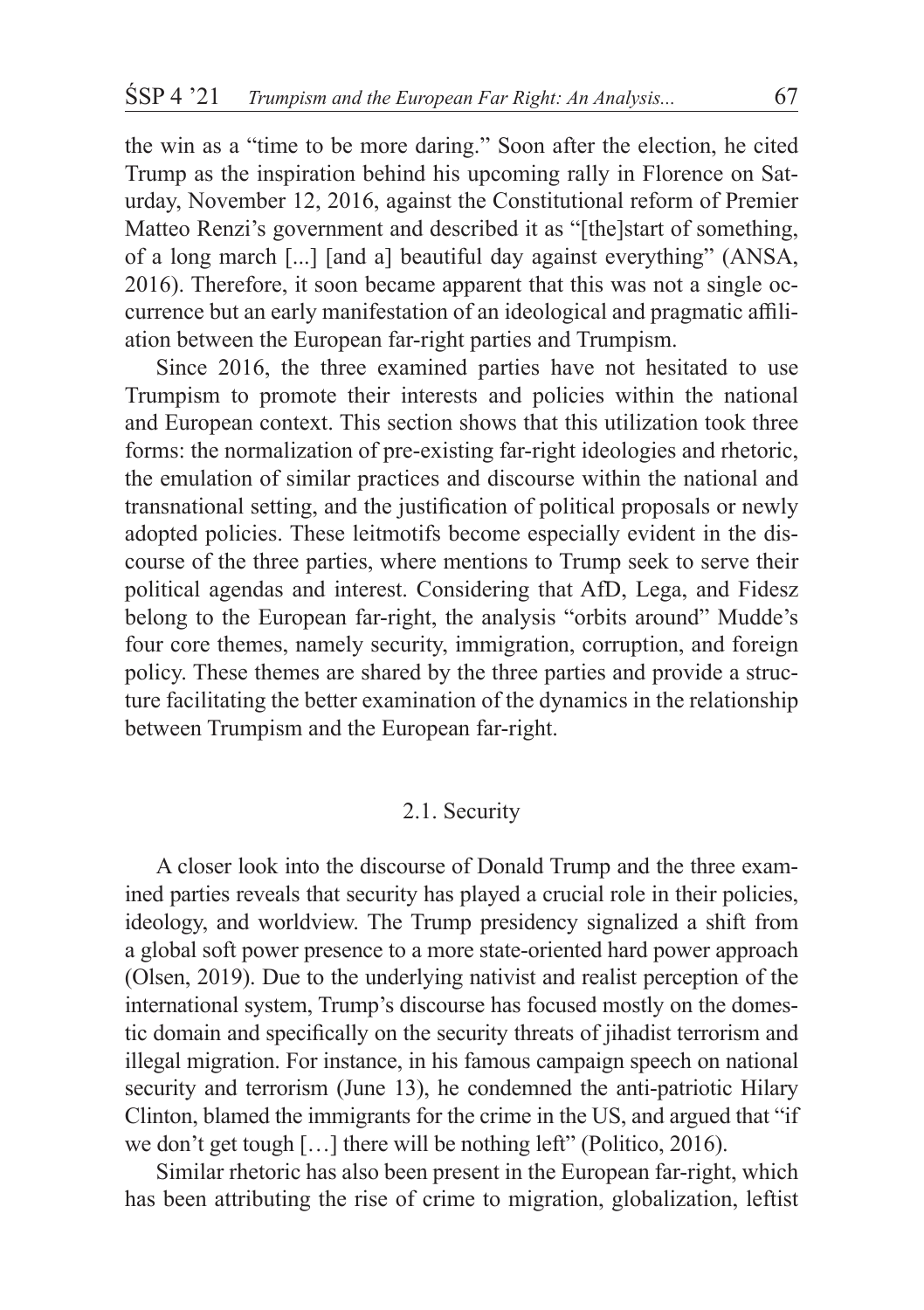the win as a "time to be more daring." Soon after the election, he cited Trump as the inspiration behind his upcoming rally in Florence on Saturday, November 12, 2016, against the Constitutional reform of Premier Matteo Renzi's government and described it as "[the]start of something, of a long march [...] [and a] beautiful day against everything" (ANSA, 2016). Therefore, it soon became apparent that this was not a single occurrence but an early manifestation of an ideological and pragmatic affiliation between the European far-right parties and Trumpism.

Since 2016, the three examined parties have not hesitated to use Trumpism to promote their interests and policies within the national and European context. This section shows that this utilization took three forms: the normalization of pre-existing far-right ideologies and rhetoric, the emulation of similar practices and discourse within the national and transnational setting, and the justification of political proposals or newly adopted policies. These leitmotifs become especially evident in the discourse of the three parties, where mentions to Trump seek to serve their political agendas and interest. Considering that AfD, Lega, and Fidesz belong to the European far-right, the analysis "orbits around" Mudde's four core themes, namely security, immigration, corruption, and foreign policy. These themes are shared by the three parties and provide a structure facilitating the better examination of the dynamics in the relationship between Trumpism and the European far-right.

### 2.1. Security

A closer look into the discourse of Donald Trump and the three examined parties reveals that security has played a crucial role in their policies, ideology, and worldview. The Trump presidency signalized a shift from a global soft power presence to a more state-oriented hard power approach (Olsen, 2019). Due to the underlying nativist and realist perception of the international system, Trump's discourse has focused mostly on the domestic domain and specifically on the security threats of jihadist terrorism and illegal migration. For instance, in his famous campaign speech on national security and terrorism (June 13), he condemned the anti-patriotic Hilary Clinton, blamed the immigrants for the crime in the US, and argued that "if we don't get tough […] there will be nothing left" (Politico, 2016).

Similar rhetoric has also been present in the European far-right, which has been attributing the rise of crime to migration, globalization, leftist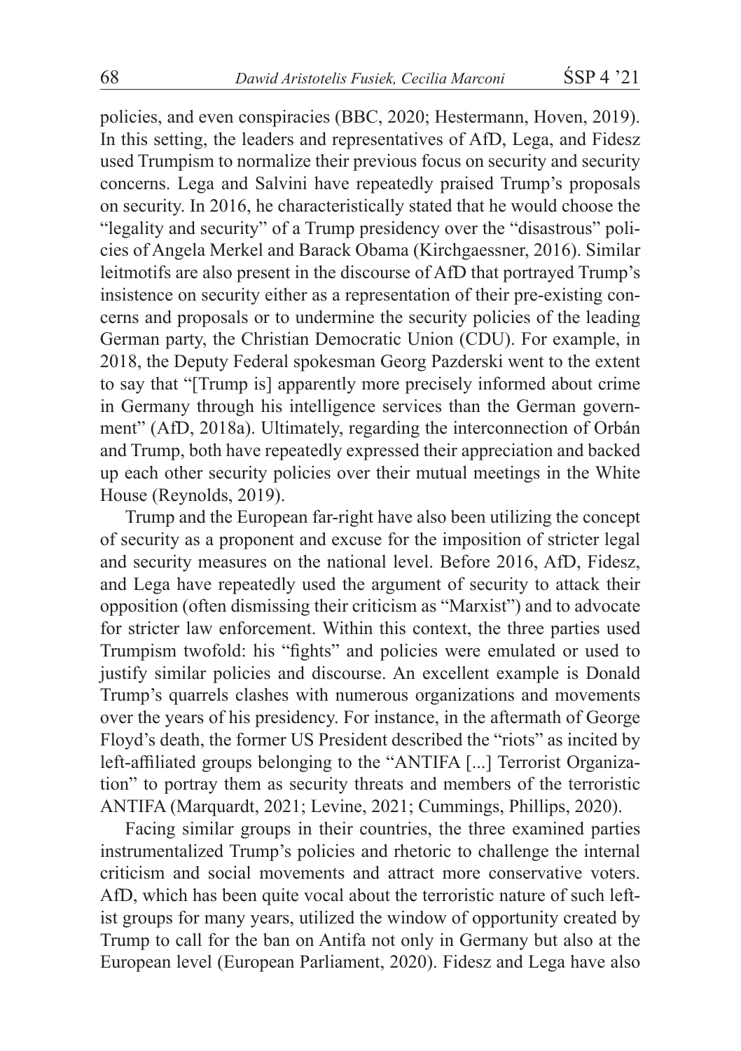policies, and even conspiracies (BBC, 2020; Hestermann, Hoven, 2019). In this setting, the leaders and representatives of AfD, Lega, and Fidesz used Trumpism to normalize their previous focus on security and security concerns. Lega and Salvini have repeatedly praised Trump's proposals on security. In 2016, he characteristically stated that he would choose the "legality and security" of a Trump presidency over the "disastrous" policies of Angela Merkel and Barack Obama (Kirchgaessner, 2016). Similar leitmotifs are also present in the discourse of AfD that portrayed Trump's insistence on security either as a representation of their pre-existing concerns and proposals or to undermine the security policies of the leading German party, the Christian Democratic Union (CDU). For example, in 2018, the Deputy Federal spokesman Georg Pazderski went to the extent to say that "[Trump is] apparently more precisely informed about crime in Germany through his intelligence services than the German government" (AfD, 2018a). Ultimately, regarding the interconnection of Orbán and Trump, both have repeatedly expressed their appreciation and backed up each other security policies over their mutual meetings in the White House (Reynolds, 2019).

Trump and the European far-right have also been utilizing the concept of security as a proponent and excuse for the imposition of stricter legal and security measures on the national level. Before 2016, AfD, Fidesz, and Lega have repeatedly used the argument of security to attack their opposition (often dismissing their criticism as "Marxist") and to advocate for stricter law enforcement. Within this context, the three parties used Trumpism twofold: his "fights" and policies were emulated or used to justify similar policies and discourse. An excellent example is Donald Trump's quarrels clashes with numerous organizations and movements over the years of his presidency. For instance, in the aftermath of George Floyd's death, the former US President described the "riots" as incited by left-affiliated groups belonging to the "ANTIFA [...] Terrorist Organization" to portray them as security threats and members of the terroristic ANTIFA (Marquardt, 2021; Levine, 2021; Cummings, Phillips, 2020).

Facing similar groups in their countries, the three examined parties instrumentalized Trump's policies and rhetoric to challenge the internal criticism and social movements and attract more conservative voters. AfD, which has been quite vocal about the terroristic nature of such leftist groups for many years, utilized the window of opportunity created by Trump to call for the ban on Antifa not only in Germany but also at the European level (European Parliament, 2020). Fidesz and Lega have also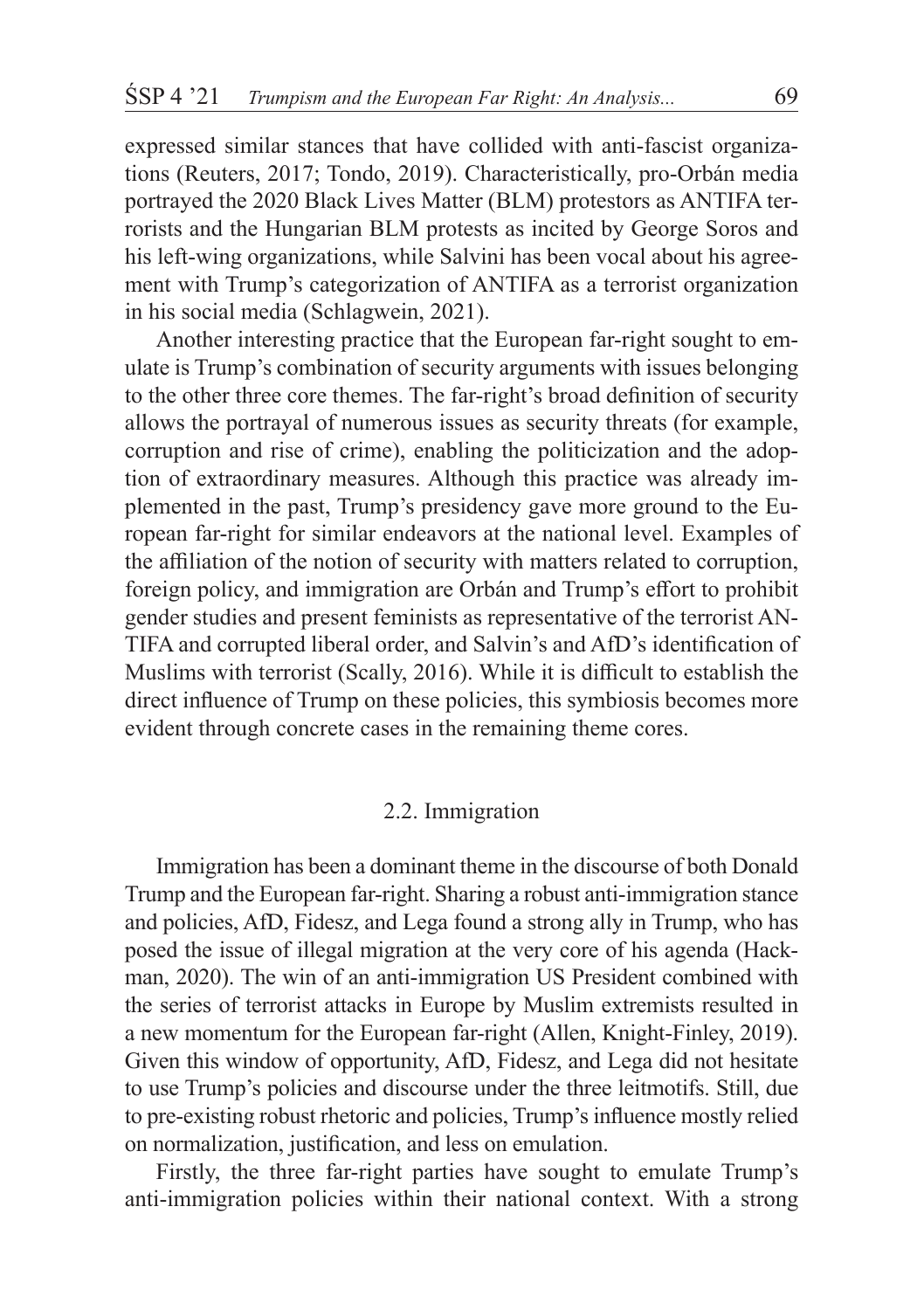expressed similar stances that have collided with anti-fascist organizations (Reuters, 2017; Tondo, 2019). Characteristically, pro-Orbán media portrayed the 2020 Black Lives Matter (BLM) protestors as ANTIFA terrorists and the Hungarian BLM protests as incited by George Soros and his left-wing organizations, while Salvini has been vocal about his agreement with Trump's categorization of ANTIFA as a terrorist organization in his social media (Schlagwein, 2021).

Another interesting practice that the European far-right sought to emulate is Trump's combination of security arguments with issues belonging to the other three core themes. The far-right's broad definition of security allows the portrayal of numerous issues as security threats (for example, corruption and rise of crime), enabling the politicization and the adoption of extraordinary measures. Although this practice was already implemented in the past, Trump's presidency gave more ground to the European far-right for similar endeavors at the national level. Examples of the affiliation of the notion of security with matters related to corruption, foreign policy, and immigration are Orbán and Trump's effort to prohibit gender studies and present feminists as representative of the terrorist ANTIFA and corrupted liberal order, and Salvin's and AfD's identification of Muslims with terrorist (Scally, 2016). While it is difficult to establish the direct influence of Trump on these policies, this symbiosis becomes more evident through concrete cases in the remaining theme cores.

## 2.2. Immigration

Immigration has been a dominant theme in the discourse of both Donald Trump and the European far-right. Sharing a robust anti-immigration stance and policies, AfD, Fidesz, and Lega found a strong ally in Trump, who has posed the issue of illegal migration at the very core of his agenda (Hackman, 2020). The win of an anti-immigration US President combined with the series of terrorist attacks in Europe by Muslim extremists resulted in a new momentum for the European far-right (Allen, Knight-Finley, 2019). Given this window of opportunity, AfD, Fidesz, and Lega did not hesitate to use Trump's policies and discourse under the three leitmotifs. Still, due to pre-existing robust rhetoric and policies, Trump's influence mostly relied on normalization, justification, and less on emulation.

Firstly, the three far-right parties have sought to emulate Trump's anti-immigration policies within their national context. With a strong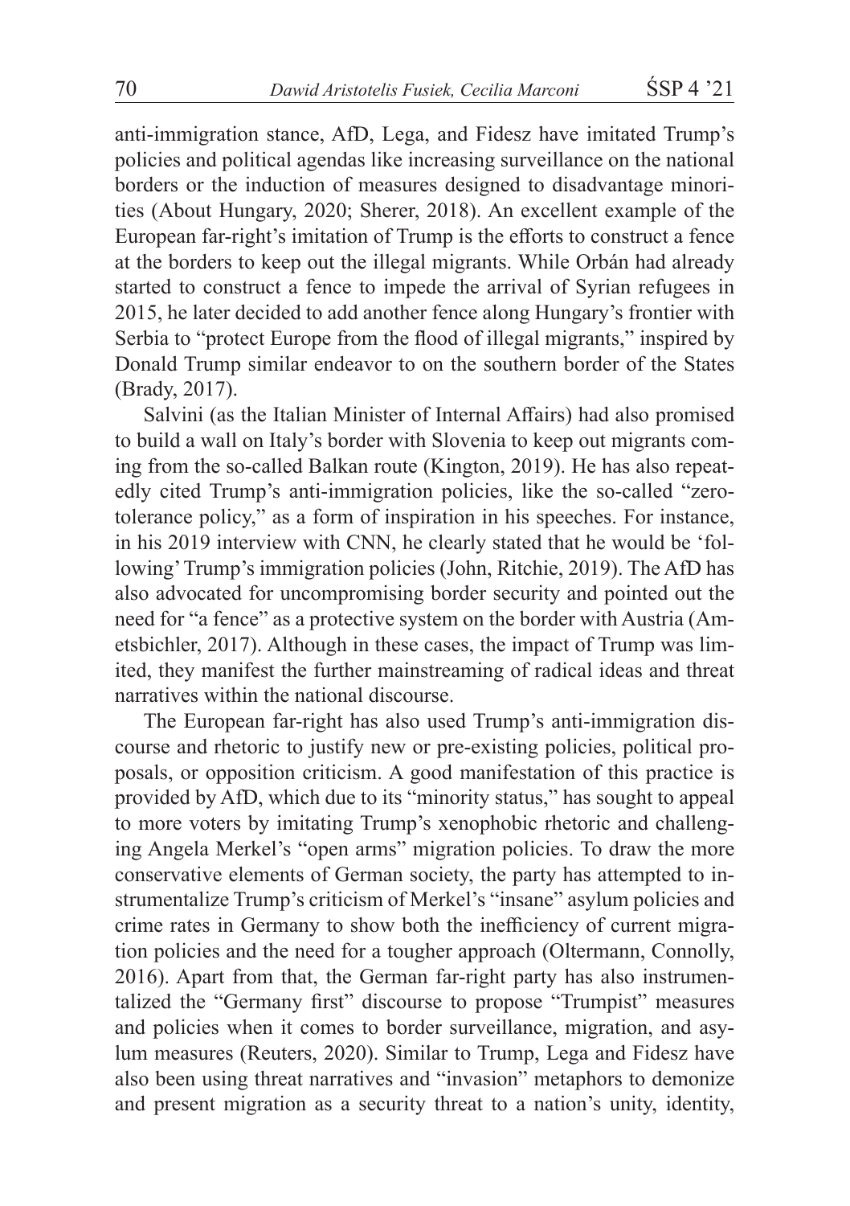anti-immigration stance, AfD, Lega, and Fidesz have imitated Trump's policies and political agendas like increasing surveillance on the national borders or the induction of measures designed to disadvantage minorities (About Hungary, 2020; Sherer, 2018). An excellent example of the European far-right's imitation of Trump is the efforts to construct a fence at the borders to keep out the illegal migrants. While Orbán had already started to construct a fence to impede the arrival of Syrian refugees in 2015, he later decided to add another fence along Hungary's frontier with Serbia to "protect Europe from the flood of illegal migrants," inspired by Donald Trump similar endeavor to on the southern border of the States (Brady, 2017).

Salvini (as the Italian Minister of Internal Affairs) had also promised to build a wall on Italy's border with Slovenia to keep out migrants coming from the so-called Balkan route (Kington, 2019). He has also repeatedly cited Trump's anti-immigration policies, like the so-called "zero-tolerance policy," as a form of inspiration in his speeches. For instance, in his 2019 interview with CNN, he clearly stated that he would be 'following' Trump's immigration policies (John, Ritchie, 2019). The AfD has also advocated for uncompromising border security and pointed out the need for "a fence" as a protective system on the border with Austria (Ametsbichler, 2017). Although in these cases, the impact of Trump was limited, they manifest the further mainstreaming of radical ideas and threat narratives within the national discourse.

The European far-right has also used Trump's anti-immigration discourse and rhetoric to justify new or pre-existing policies, political proposals, or opposition criticism. A good manifestation of this practice is provided by AfD, which due to its "minority status," has sought to appeal to more voters by imitating Trump's xenophobic rhetoric and challenging Angela Merkel's "open arms" migration policies. To draw the more conservative elements of German society, the party has attempted to instrumentalize Trump's criticism of Merkel's "insane" asylum policies and crime rates in Germany to show both the inefficiency of current migration policies and the need for a tougher approach (Oltermann, Connolly, 2016). Apart from that, the German far-right party has also instrumentalized the "Germany first" discourse to propose "Trumpist" measures and policies when it comes to border surveillance, migration, and asylum measures (Reuters, 2020). Similar to Trump, Lega and Fidesz have also been using threat narratives and "invasion" metaphors to demonize and present migration as a security threat to a nation's unity, identity,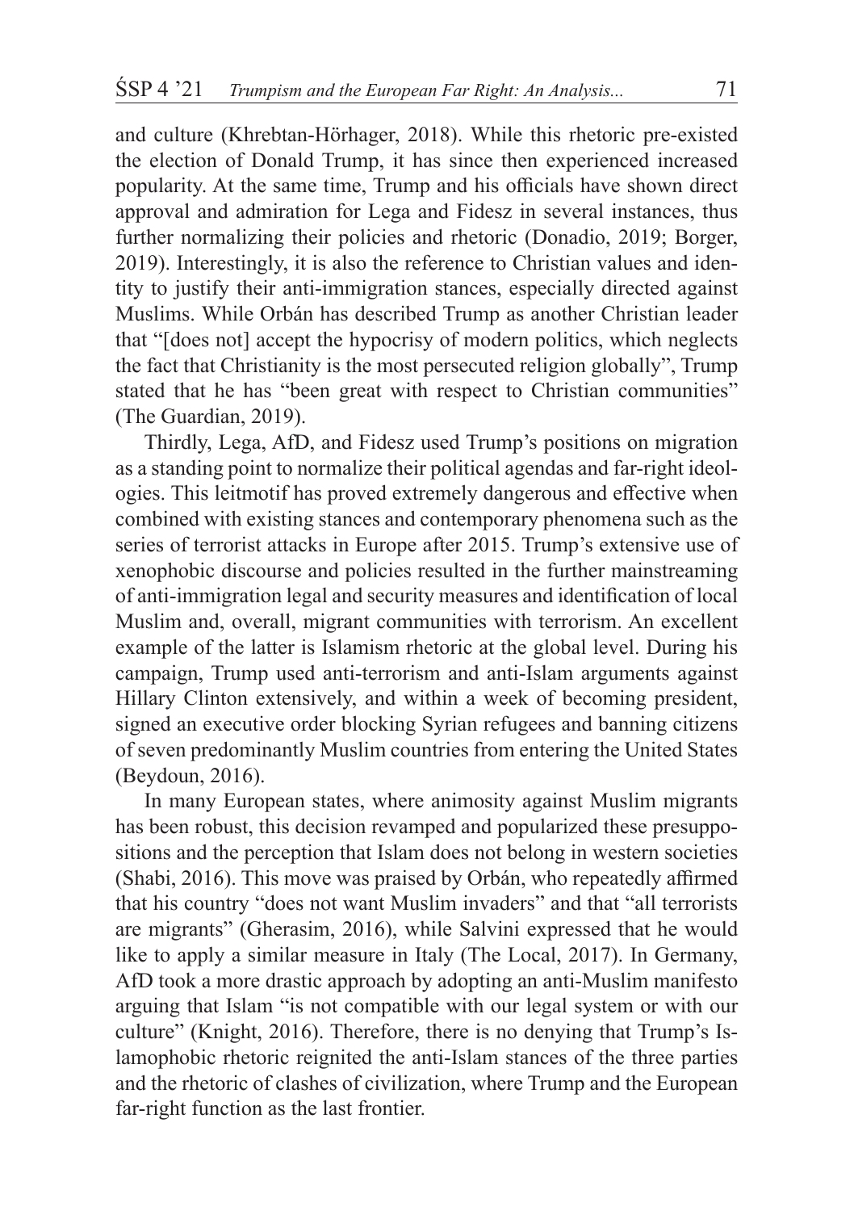and culture (Khrebtan-Hörhager, 2018). While this rhetoric pre-existed the election of Donald Trump, it has since then experienced increased popularity. At the same time, Trump and his officials have shown direct approval and admiration for Lega and Fidesz in several instances, thus further normalizing their policies and rhetoric (Donadio, 2019; Borger, 2019). Interestingly, it is also the reference to Christian values and identity to justify their anti-immigration stances, especially directed against Muslims. While Orbán has described Trump as another Christian leader that "[does not] accept the hypocrisy of modern politics, which neglects the fact that Christianity is the most persecuted religion globally", Trump stated that he has "been great with respect to Christian communities" (The Guardian, 2019).

Thirdly, Lega, AfD, and Fidesz used Trump's positions on migration as a standing point to normalize their political agendas and far-right ideologies. This leitmotif has proved extremely dangerous and effective when combined with existing stances and contemporary phenomena such as the series of terrorist attacks in Europe after 2015. Trump's extensive use of xenophobic discourse and policies resulted in the further mainstreaming of anti-immigration legal and security measures and identification of local Muslim and, overall, migrant communities with terrorism. An excellent example of the latter is Islamism rhetoric at the global level. During his campaign, Trump used anti-terrorism and anti-Islam arguments against Hillary Clinton extensively, and within a week of becoming president, signed an executive order blocking Syrian refugees and banning citizens of seven predominantly Muslim countries from entering the United States (Beydoun, 2016).

In many European states, where animosity against Muslim migrants has been robust, this decision revamped and popularized these presuppositions and the perception that Islam does not belong in western societies (Shabi, 2016). This move was praised by Orbán, who repeatedly affirmed that his country "does not want Muslim invaders" and that "all terrorists are migrants" (Gherasim, 2016), while Salvini expressed that he would like to apply a similar measure in Italy (The Local, 2017). In Germany, AfD took a more drastic approach by adopting an anti-Muslim manifesto arguing that Islam "is not compatible with our legal system or with our culture" (Knight, 2016). Therefore, there is no denying that Trump's Islamophobic rhetoric reignited the anti-Islam stances of the three parties and the rhetoric of clashes of civilization, where Trump and the European far-right function as the last frontier.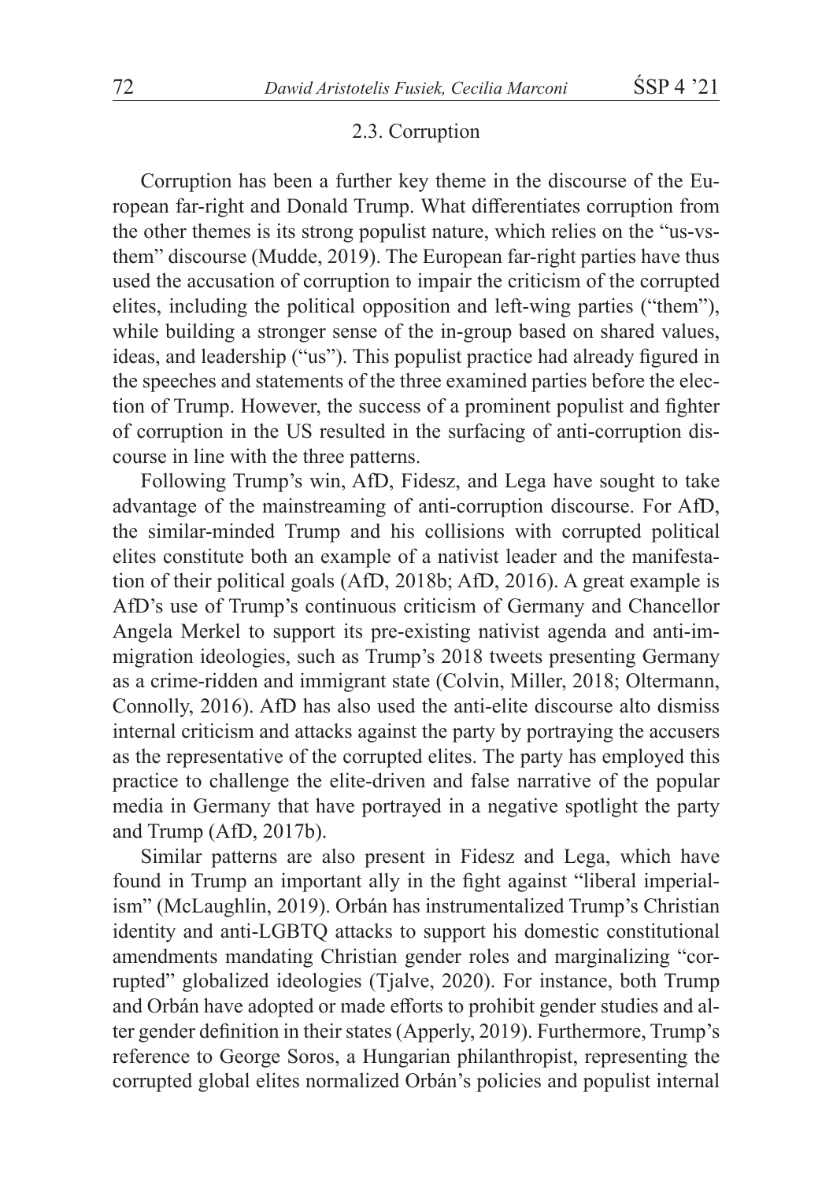### 2.3. Corruption

Corruption has been a further key theme in the discourse of the European far-right and Donald Trump. What differentiates corruption from the other themes is its strong populist nature, which relies on the "us-vs-them" discourse (Mudde, 2019). The European far-right parties have thus used the accusation of corruption to impair the criticism of the corrupted elites, including the political opposition and left-wing parties ("them"), while building a stronger sense of the in-group based on shared values, ideas, and leadership ("us"). This populist practice had already figured in the speeches and statements of the three examined parties before the election of Trump. However, the success of a prominent populist and fighter of corruption in the US resulted in the surfacing of anti-corruption discourse in line with the three patterns.

Following Trump's win, AfD, Fidesz, and Lega have sought to take advantage of the mainstreaming of anti-corruption discourse. For AfD, the similar-minded Trump and his collisions with corrupted political elites constitute both an example of a nativist leader and the manifestation of their political goals (AfD, 2018b; AfD, 2016). A great example is AfD's use of Trump's continuous criticism of Germany and Chancellor Angela Merkel to support its pre-existing nativist agenda and anti-immigration ideologies, such as Trump's 2018 tweets presenting Germany as a crime-ridden and immigrant state (Colvin, Miller, 2018; Oltermann, Connolly, 2016). AfD has also used the anti-elite discourse alto dismiss internal criticism and attacks against the party by portraying the accusers as the representative of the corrupted elites. The party has employed this practice to challenge the elite-driven and false narrative of the popular media in Germany that have portrayed in a negative spotlight the party and Trump (AfD, 2017b).

Similar patterns are also present in Fidesz and Lega, which have found in Trump an important ally in the fight against "liberal imperialism" (McLaughlin, 2019). Orbán has instrumentalized Trump's Christian identity and anti-LGBTQ attacks to support his domestic constitutional amendments mandating Christian gender roles and marginalizing "corrupted" globalized ideologies (Tjalve, 2020). For instance, both Trump and Orbán have adopted or made efforts to prohibit gender studies and alter gender definition in their states (Apperly, 2019). Furthermore, Trump's reference to George Soros, a Hungarian philanthropist, representing the corrupted global elites normalized Orbán's policies and populist internal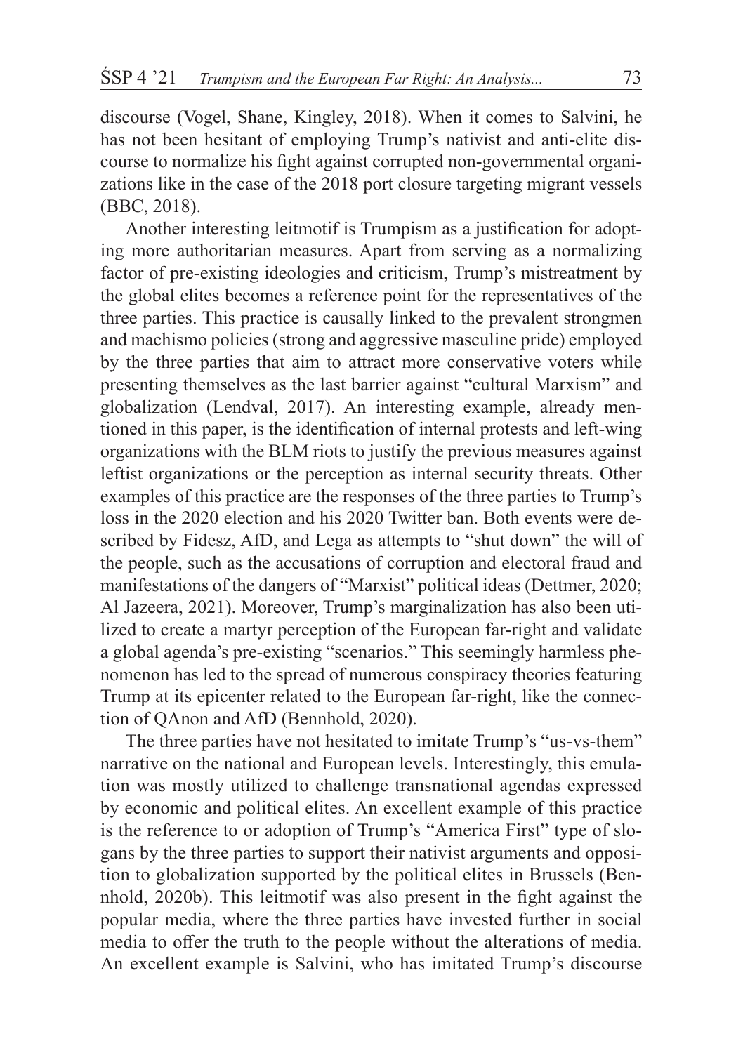discourse (Vogel, Shane, Kingley, 2018). When it comes to Salvini, he has not been hesitant of employing Trump's nativist and anti-elite discourse to normalize his fight against corrupted non-governmental organizations like in the case of the 2018 port closure targeting migrant vessels (BBC, 2018).

Another interesting leitmotif is Trumpism as a justification for adopting more authoritarian measures. Apart from serving as a normalizing factor of pre-existing ideologies and criticism, Trump's mistreatment by the global elites becomes a reference point for the representatives of the three parties. This practice is causally linked to the prevalent strongmen and machismo policies (strong and aggressive masculine pride) employed by the three parties that aim to attract more conservative voters while presenting themselves as the last barrier against "cultural Marxism" and globalization (Lendval, 2017). An interesting example, already mentioned in this paper, is the identification of internal protests and left-wing organizations with the BLM riots to justify the previous measures against leftist organizations or the perception as internal security threats. Other examples of this practice are the responses of the three parties to Trump's loss in the 2020 election and his 2020 Twitter ban. Both events were described by Fidesz, AfD, and Lega as attempts to "shut down" the will of the people, such as the accusations of corruption and electoral fraud and manifestations of the dangers of "Marxist" political ideas (Dettmer, 2020; Al Jazeera, 2021). Moreover, Trump's marginalization has also been utilized to create a martyr perception of the European far-right and validate a global agenda's pre-existing "scenarios." This seemingly harmless phenomenon has led to the spread of numerous conspiracy theories featuring Trump at its epicenter related to the European far-right, like the connection of QAnon and AfD (Bennhold, 2020).

The three parties have not hesitated to imitate Trump's "us-vs-them" narrative on the national and European levels. Interestingly, this emulation was mostly utilized to challenge transnational agendas expressed by economic and political elites. An excellent example of this practice is the reference to or adoption of Trump's "America First" type of slogans by the three parties to support their nativist arguments and opposition to globalization supported by the political elites in Brussels (Bennhold, 2020b). This leitmotif was also present in the fight against the popular media, where the three parties have invested further in social media to offer the truth to the people without the alterations of media. An excellent example is Salvini, who has imitated Trump's discourse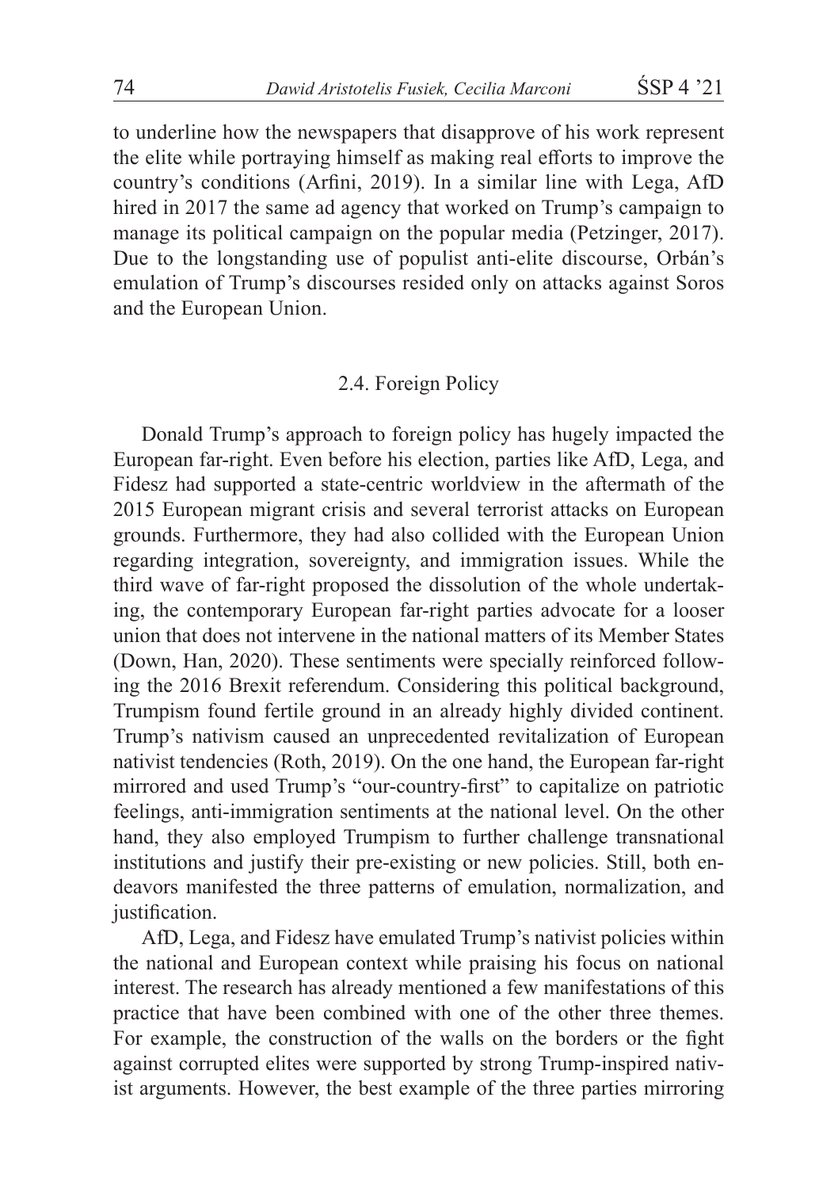to underline how the newspapers that disapprove of his work represent the elite while portraying himself as making real efforts to improve the country's conditions (Arfini, 2019). In a similar line with Lega, AfD hired in 2017 the same ad agency that worked on Trump's campaign to manage its political campaign on the popular media (Petzinger, 2017). Due to the longstanding use of populist anti-elite discourse, Orbán's emulation of Trump's discourses resided only on attacks against Soros and the European Union.

### 2.4. Foreign Policy

Donald Trump's approach to foreign policy has hugely impacted the European far-right. Even before his election, parties like AfD, Lega, and Fidesz had supported a state-centric worldview in the aftermath of the 2015 European migrant crisis and several terrorist attacks on European grounds. Furthermore, they had also collided with the European Union regarding integration, sovereignty, and immigration issues. While the third wave of far-right proposed the dissolution of the whole undertaking, the contemporary European far-right parties advocate for a looser union that does not intervene in the national matters of its Member States (Down, Han, 2020). These sentiments were specially reinforced following the 2016 Brexit referendum. Considering this political background, Trumpism found fertile ground in an already highly divided continent. Trump's nativism caused an unprecedented revitalization of European nativist tendencies (Roth, 2019). On the one hand, the European far-right mirrored and used Trump's "our-country-first" to capitalize on patriotic feelings, anti-immigration sentiments at the national level. On the other hand, they also employed Trumpism to further challenge transnational institutions and justify their pre-existing or new policies. Still, both endeavors manifested the three patterns of emulation, normalization, and justification.

AfD, Lega, and Fidesz have emulated Trump's nativist policies within the national and European context while praising his focus on national interest. The research has already mentioned a few manifestations of this practice that have been combined with one of the other three themes. For example, the construction of the walls on the borders or the fight against corrupted elites were supported by strong Trump-inspired nativist arguments. However, the best example of the three parties mirroring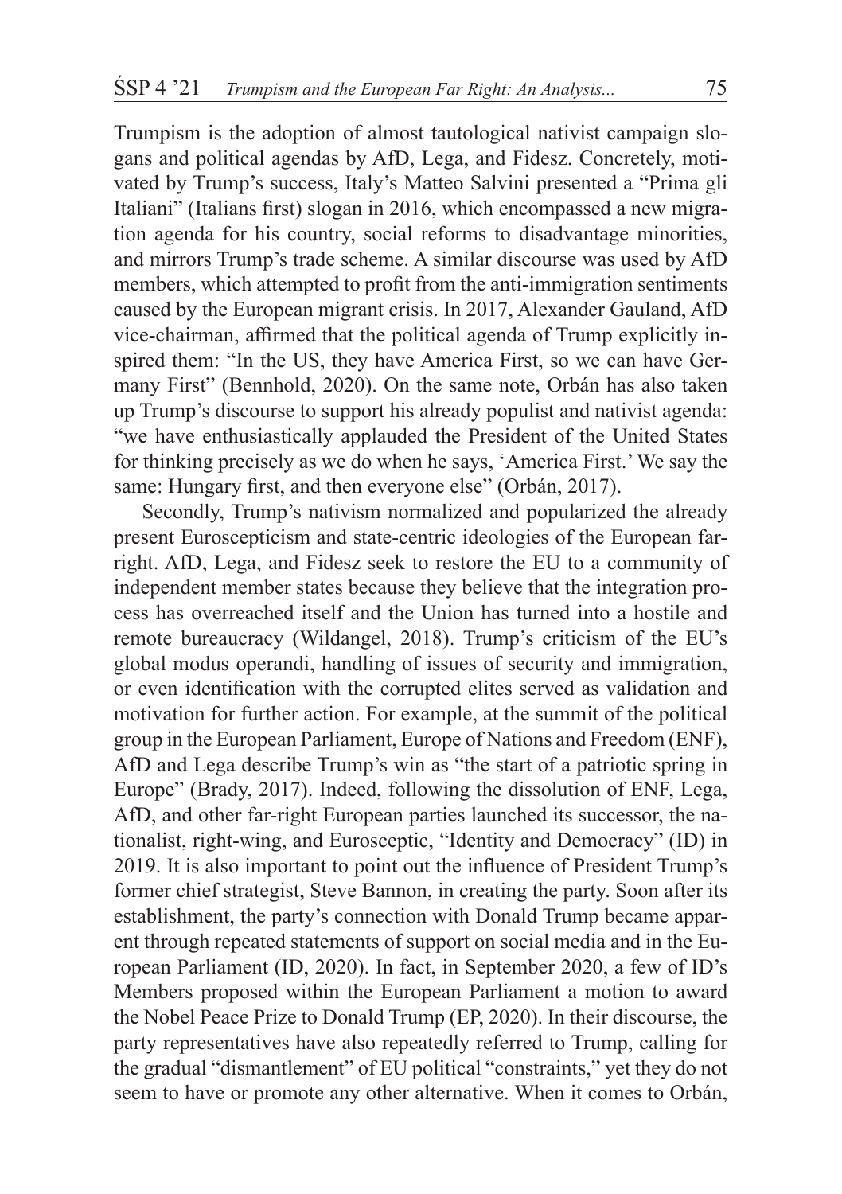Trumpism is the adoption of almost tautological nativist campaign slogans and political agendas by AfD, Lega, and Fidesz. Concretely, motivated by Trump's success, Italy's Matteo Salvini presented a "Prima gli Italiani" (Italians first) slogan in 2016, which encompassed a new migration agenda for his country, social reforms to disadvantage minorities, and mirrors Trump's trade scheme. A similar discourse was used by AfD members, which attempted to profit from the anti-immigration sentiments caused by the European migrant crisis. In 2017, Alexander Gauland, AfD vice-chairman, affirmed that the political agenda of Trump explicitly inspired them: "In the US, they have America First, so we can have Germany First" (Bennhold, 2020). On the same note, Orbán has also taken up Trump's discourse to support his already populist and nativist agenda: "we have enthusiastically applauded the President of the United States for thinking precisely as we do when he says, 'America First.' We say the same: Hungary first, and then everyone else" (Orbán, 2017).

Secondly, Trump's nativism normalized and popularized the already present Euroscepticism and state-centric ideologies of the European far-right. AfD, Lega, and Fidesz seek to restore the EU to a community of independent member states because they believe that the integration process has overreached itself and the Union has turned into a hostile and remote bureaucracy (Wildangel, 2018). Trump's criticism of the EU's global modus operandi, handling of issues of security and immigration, or even identification with the corrupted elites served as validation and motivation for further action. For example, at the summit of the political group in the European Parliament, Europe of Nations and Freedom (ENF), AfD and Lega describe Trump's win as "the start of a patriotic spring in Europe" (Brady, 2017). Indeed, following the dissolution of ENF, Lega, AfD, and other far-right European parties launched its successor, the nationalist, right-wing, and Eurosceptic, "Identity and Democracy" (ID) in 2019. It is also important to point out the influence of President Trump's former chief strategist, Steve Bannon, in creating the party. Soon after its establishment, the party's connection with Donald Trump became apparent through repeated statements of support on social media and in the European Parliament (ID, 2020). In fact, in September 2020, a few of ID's Members proposed within the European Parliament a motion to award the Nobel Peace Prize to Donald Trump (EP, 2020). In their discourse, the party representatives have also repeatedly referred to Trump, calling for the gradual "dismantlement" of EU political "constraints," yet they do not seem to have or promote any other alternative. When it comes to Orbán,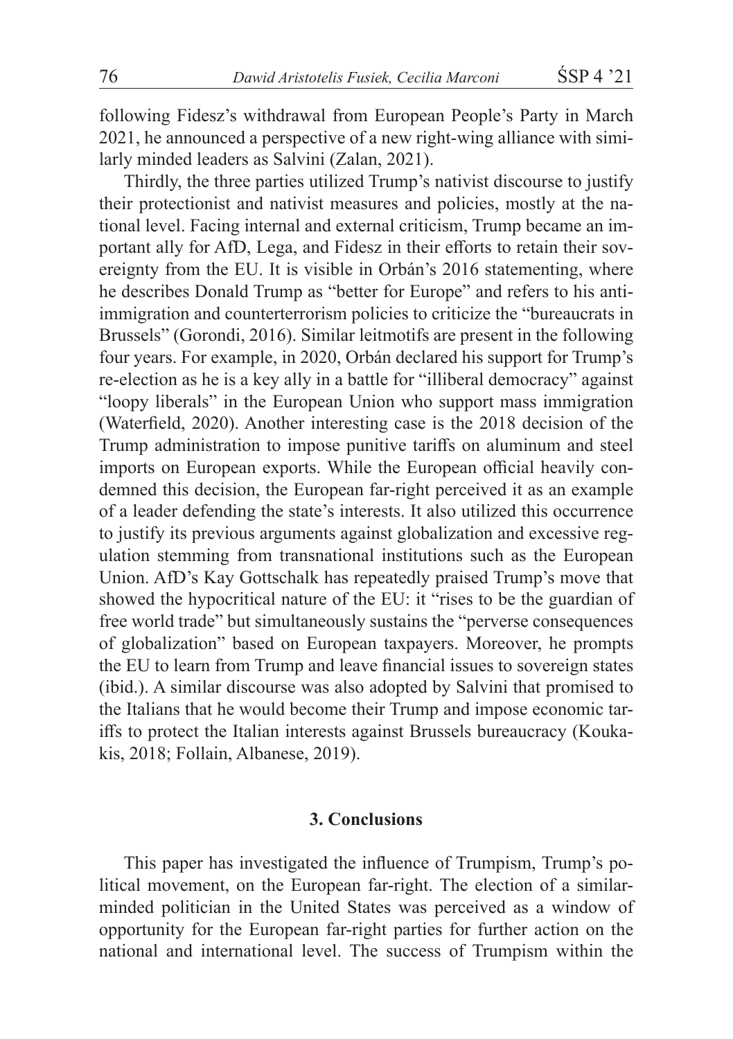following Fidesz's withdrawal from European People's Party in March 2021, he announced a perspective of a new right-wing alliance with similarly minded leaders as Salvini (Zalan, 2021).

Thirdly, the three parties utilized Trump's nativist discourse to justify their protectionist and nativist measures and policies, mostly at the national level. Facing internal and external criticism, Trump became an important ally for AfD, Lega, and Fidesz in their efforts to retain their sovereignty from the EU. It is visible in Orbán's 2016 statementing, where he describes Donald Trump as "better for Europe" and refers to his anti-immigration and counterterrorism policies to criticize the "bureaucrats in Brussels" (Gorondi, 2016). Similar leitmotifs are present in the following four years. For example, in 2020, Orbán declared his support for Trump's re-election as he is a key ally in a battle for "illiberal democracy" against "loopy liberals" in the European Union who support mass immigration (Waterfield, 2020). Another interesting case is the 2018 decision of the Trump administration to impose punitive tariffs on aluminum and steel imports on European exports. While the European official heavily condemned this decision, the European far-right perceived it as an example of a leader defending the state's interests. It also utilized this occurrence to justify its previous arguments against globalization and excessive regulation stemming from transnational institutions such as the European Union. AfD's Kay Gottschalk has repeatedly praised Trump's move that showed the hypocritical nature of the EU: it "rises to be the guardian of free world trade" but simultaneously sustains the "perverse consequences of globalization" based on European taxpayers. Moreover, he prompts the EU to learn from Trump and leave financial issues to sovereign states (ibid.). A similar discourse was also adopted by Salvini that promised to the Italians that he would become their Trump and impose economic tariffs to protect the Italian interests against Brussels bureaucracy (Koukakis, 2018; Follain, Albanese, 2019).

## 3. Conclusions

This paper has investigated the influence of Trumpism, Trump's political movement, on the European far-right. The election of a similar-minded politician in the United States was perceived as a window of opportunity for the European far-right parties for further action on the national and international level. The success of Trumpism within the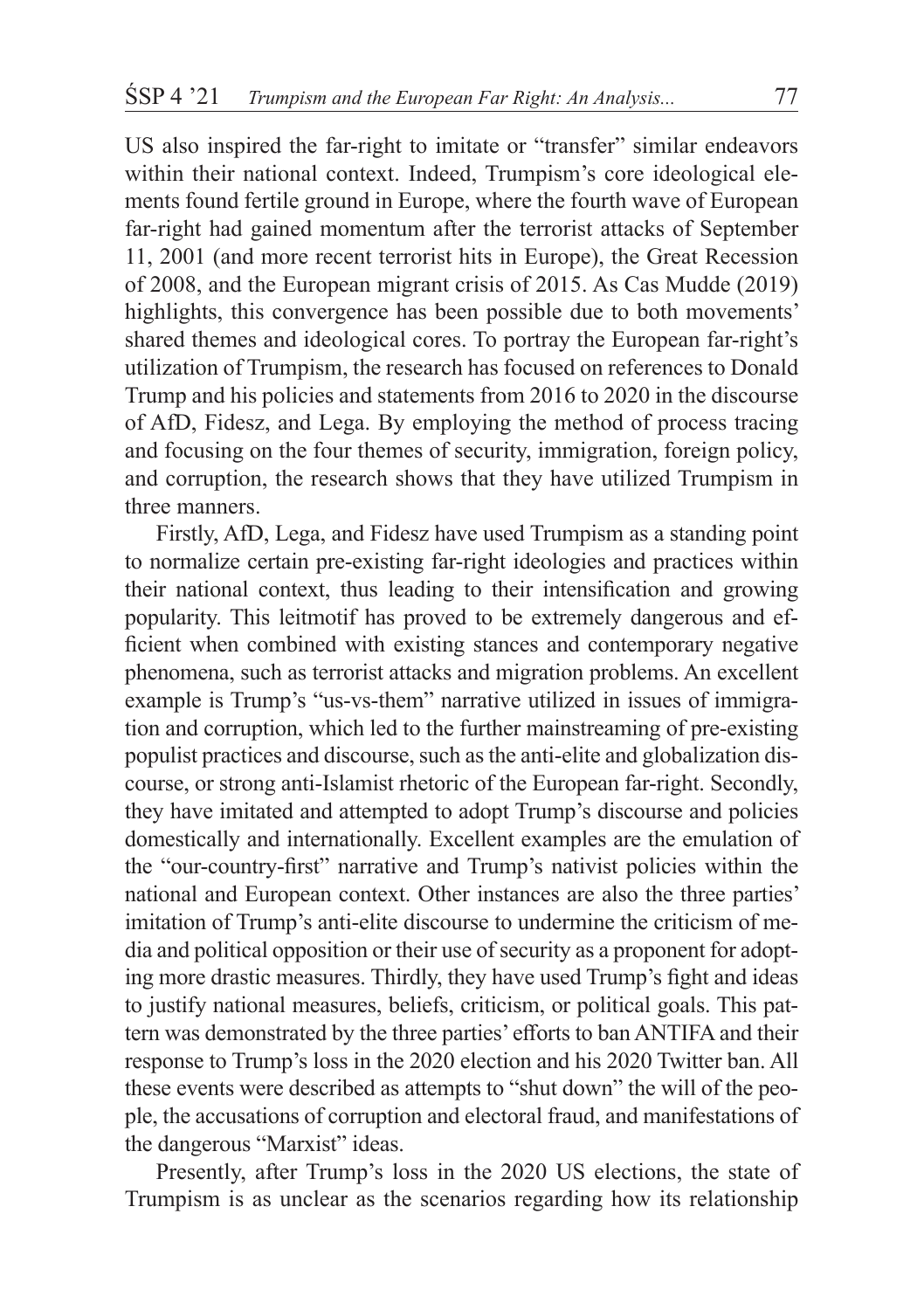US also inspired the far-right to imitate or "transfer" similar endeavors within their national context. Indeed, Trumpism's core ideological elements found fertile ground in Europe, where the fourth wave of European far-right had gained momentum after the terrorist attacks of September 11, 2001 (and more recent terrorist hits in Europe), the Great Recession of 2008, and the European migrant crisis of 2015. As Cas Mudde (2019) highlights, this convergence has been possible due to both movements' shared themes and ideological cores. To portray the European far-right's utilization of Trumpism, the research has focused on references to Donald Trump and his policies and statements from 2016 to 2020 in the discourse of AfD, Fidesz, and Lega. By employing the method of process tracing and focusing on the four themes of security, immigration, foreign policy, and corruption, the research shows that they have utilized Trumpism in three manners.

Firstly, AfD, Lega, and Fidesz have used Trumpism as a standing point to normalize certain pre-existing far-right ideologies and practices within their national context, thus leading to their intensification and growing popularity. This leitmotif has proved to be extremely dangerous and efficient when combined with existing stances and contemporary negative phenomena, such as terrorist attacks and migration problems. An excellent example is Trump's "us-vs-them" narrative utilized in issues of immigration and corruption, which led to the further mainstreaming of pre-existing populist practices and discourse, such as the anti-elite and globalization discourse, or strong anti-Islamist rhetoric of the European far-right. Secondly, they have imitated and attempted to adopt Trump's discourse and policies domestically and internationally. Excellent examples are the emulation of the "our-country-first" narrative and Trump's nativist policies within the national and European context. Other instances are also the three parties' imitation of Trump's anti-elite discourse to undermine the criticism of media and political opposition or their use of security as a proponent for adopting more drastic measures. Thirdly, they have used Trump's fight and ideas to justify national measures, beliefs, criticism, or political goals. This pattern was demonstrated by the three parties' efforts to ban ANTIFA and their response to Trump's loss in the 2020 election and his 2020 Twitter ban. All these events were described as attempts to "shut down" the will of the people, the accusations of corruption and electoral fraud, and manifestations of the dangerous "Marxist" ideas.

Presently, after Trump's loss in the 2020 US elections, the state of Trumpism is as unclear as the scenarios regarding how its relationship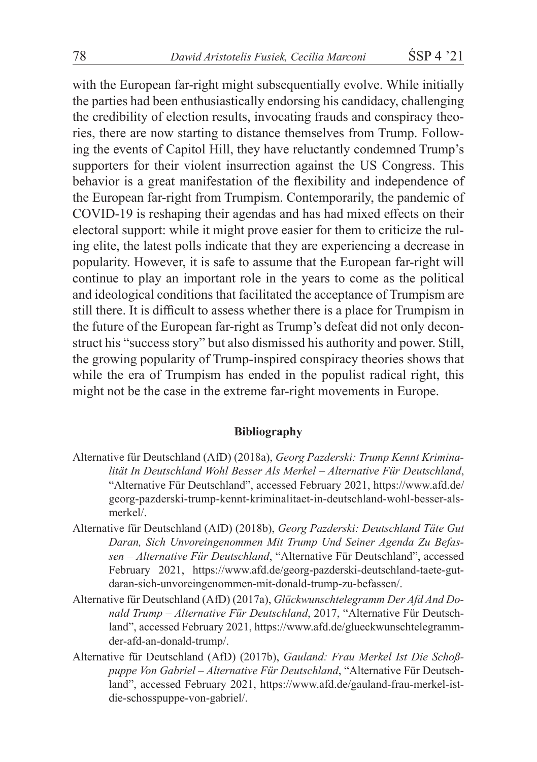with the European far-right might subsequentially evolve. While initially the parties had been enthusiastically endorsing his candidacy, challenging the credibility of election results, invocating frauds and conspiracy theories, there are now starting to distance themselves from Trump. Following the events of Capitol Hill, they have reluctantly condemned Trump's supporters for their violent insurrection against the US Congress. This behavior is a great manifestation of the flexibility and independence of the European far-right from Trumpism. Contemporarily, the pandemic of COVID-19 is reshaping their agendas and has had mixed effects on their electoral support: while it might prove easier for them to criticize the ruling elite, the latest polls indicate that they are experiencing a decrease in popularity. However, it is safe to assume that the European far-right will continue to play an important role in the years to come as the political and ideological conditions that facilitated the acceptance of Trumpism are still there. It is difficult to assess whether there is a place for Trumpism in the future of the European far-right as Trump's defeat did not only deconstruct his "success story" but also dismissed his authority and power. Still, the growing popularity of Trump-inspired conspiracy theories shows that while the era of Trumpism has ended in the populist radical right, this might not be the case in the extreme far-right movements in Europe.

## Bibliography

Alternative für Deutschland (AfD) (2018a), *Georg Pazderski: Trump Kennt Kriminalität In Deutschland Wohl Besser Als Merkel – Alternative Für Deutschland*, "Alternative Für Deutschland", accessed February 2021, https://www.afd.de/georg-pazderski-trump-kennt-kriminalitaet-in-deutschland-wohl-besser-als-merkel/.

Alternative für Deutschland (AfD) (2018b), *Georg Pazderski: Deutschland Täte Gut Daran, Sich Unvoreingenommen Mit Trump Und Seiner Agenda Zu Befassen – Alternative Für Deutschland*, "Alternative Für Deutschland", accessed February 2021, https://www.afd.de/georg-pazderski-deutschland-taete-gut-daran-sich-unvoreingenommen-mit-donald-trump-zu-befassen/.

Alternative für Deutschland (AfD) (2017a), *Glückwunschtelegramm Der Afd And Donald Trump – Alternative Für Deutschland*, 2017, "Alternative Für Deutschland", accessed February 2021, https://www.afd.de/glueckwunschtelegramm-der-afd-an-donald-trump/.

Alternative für Deutschland (AfD) (2017b), *Gauland: Frau Merkel Ist Die Schoßpuppe Von Gabriel – Alternative Für Deutschland*, "Alternative Für Deutschland", accessed February 2021, https://www.afd.de/gauland-frau-merkel-ist-die-schosspuppe-von-gabriel/.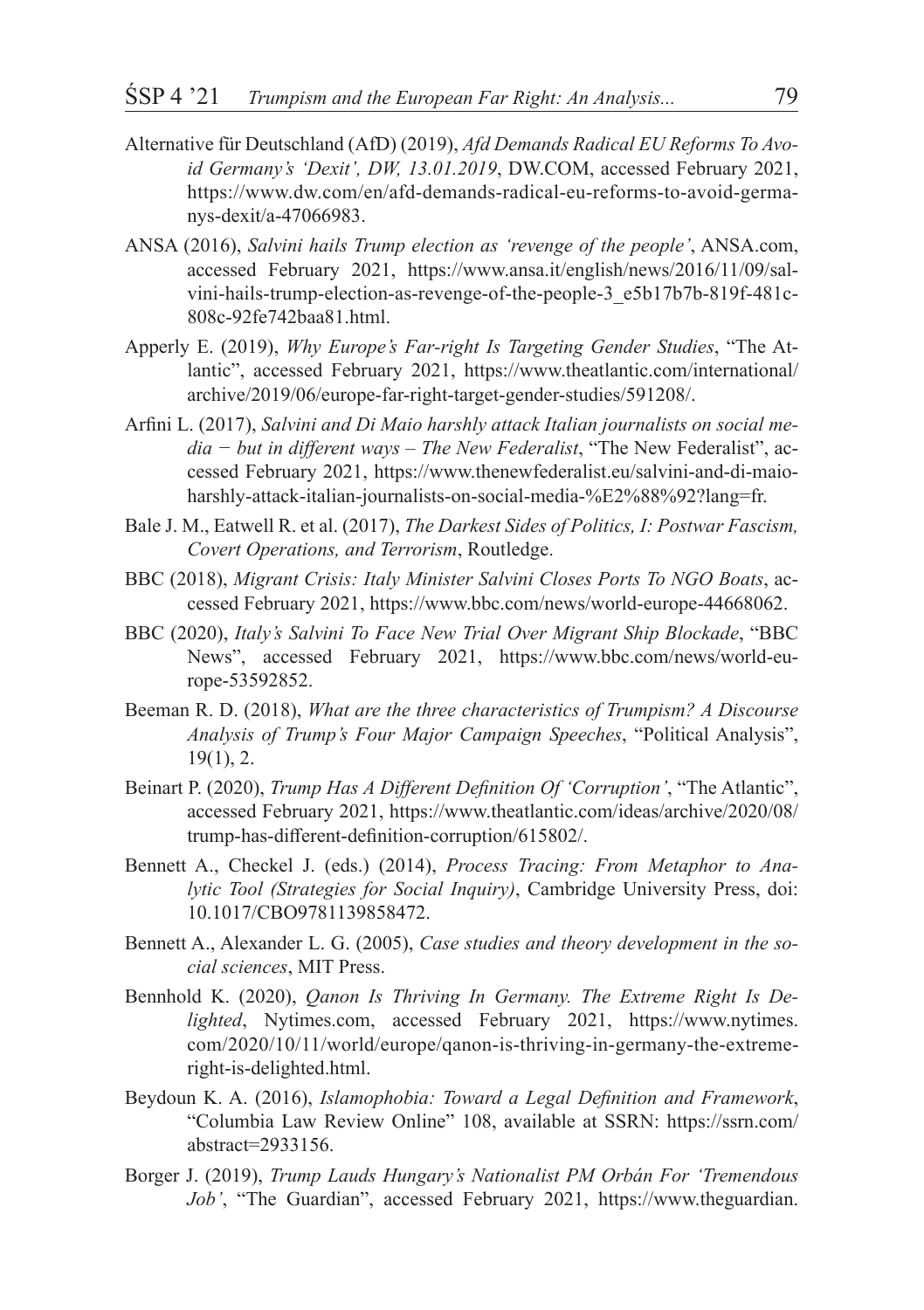Alternative für Deutschland (AfD) (2019), *Afd Demands Radical EU Reforms To Avoid Germany's 'Dexit', DW, 13.01.2019*, DW.COM, accessed February 2021, https://www.dw.com/en/afd-demands-radical-eu-reforms-to-avoid-germanys-dexit/a-47066983.

ANSA (2016), *Salvini hails Trump election as 'revenge of the people'*, ANSA.com, accessed February 2021, https://www.ansa.it/english/news/2016/11/09/salvini-hails-trump-election-as-revenge-of-the-people-3_e5b17b7b-819f-481c-808c-92fe742baa81.html.

Apperly E. (2019), *Why Europe's Far-right Is Targeting Gender Studies*, "The Atlantic", accessed February 2021, https://www.theatlantic.com/international/archive/2019/06/europe-far-right-target-gender-studies/591208/.

Arfini L. (2017), *Salvini and Di Maio harshly attack Italian journalists on social media − but in different ways – The New Federalist*, "The New Federalist", accessed February 2021, https://www.thenewfederalist.eu/salvini-and-di-maio-harshly-attack-italian-journalists-on-social-media-%E2%88%92?lang=fr.

Bale J. M., Eatwell R. et al. (2017), *The Darkest Sides of Politics, I: Postwar Fascism, Covert Operations, and Terrorism*, Routledge.

BBC (2018), *Migrant Crisis: Italy Minister Salvini Closes Ports To NGO Boats*, accessed February 2021, https://www.bbc.com/news/world-europe-44668062.

BBC (2020), *Italy's Salvini To Face New Trial Over Migrant Ship Blockade*, "BBC News", accessed February 2021, https://www.bbc.com/news/world-europe-53592852.

Beeman R. D. (2018), *What are the three characteristics of Trumpism? A Discourse Analysis of Trump's Four Major Campaign Speeches*, "Political Analysis", 19(1), 2.

Beinart P. (2020), *Trump Has A Different Definition Of 'Corruption'*, "The Atlantic", accessed February 2021, https://www.theatlantic.com/ideas/archive/2020/08/trump-has-different-definition-corruption/615802/.

Bennett A., Checkel J. (eds.) (2014), *Process Tracing: From Metaphor to Analytic Tool (Strategies for Social Inquiry)*, Cambridge University Press, doi: 10.1017/CBO9781139858472.

Bennett A., Alexander L. G. (2005), *Case studies and theory development in the social sciences*, MIT Press.

Bennhold K. (2020), *Qanon Is Thriving In Germany. The Extreme Right Is Delighted*, Nytimes.com, accessed February 2021, https://www.nytimes.com/2020/10/11/world/europe/qanon-is-thriving-in-germany-the-extreme-right-is-delighted.html.

Beydoun K. A. (2016), *Islamophobia: Toward a Legal Definition and Framework*, "Columbia Law Review Online" 108, available at SSRN: https://ssrn.com/abstract=2933156.

Borger J. (2019), *Trump Lauds Hungary's Nationalist PM Orbán For 'Tremendous Job'*, "The Guardian", accessed February 2021, https://www.theguardian.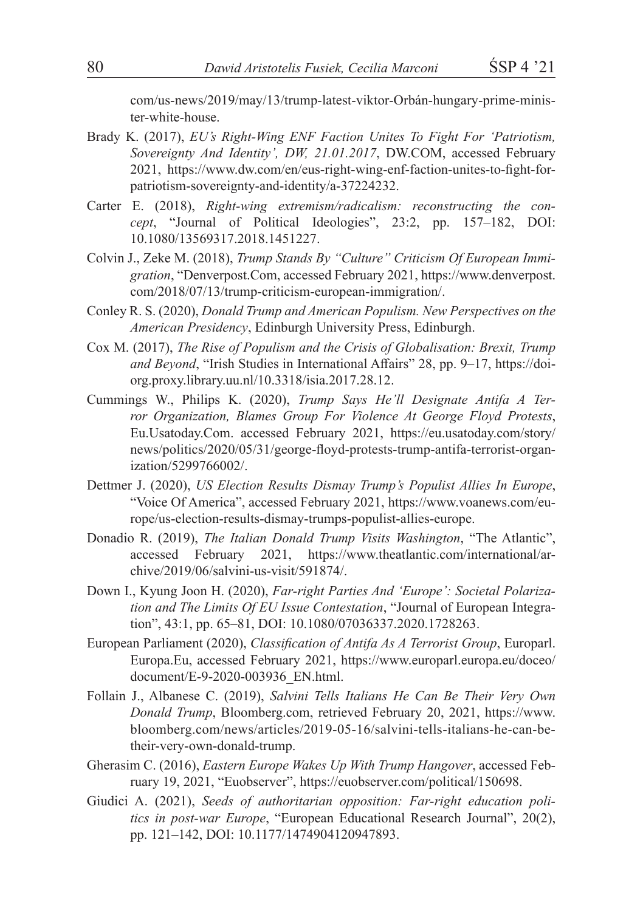com/us-news/2019/may/13/trump-latest-viktor-Orbán-hungary-prime-minister-white-house.

Brady K. (2017), *EU's Right-Wing ENF Faction Unites To Fight For 'Patriotism, Sovereignty And Identity', DW, 21.01.2017*, DW.COM, accessed February 2021, https://www.dw.com/en/eus-right-wing-enf-faction-unites-to-fight-for-patriotism-sovereignty-and-identity/a-37224232.

Carter E. (2018), *Right-wing extremism/radicalism: reconstructing the concept*, "Journal of Political Ideologies", 23:2, pp. 157–182, DOI: 10.1080/13569317.2018.1451227.

Colvin J., Zeke M. (2018), *Trump Stands By "Culture" Criticism Of European Immigration*, "Denverpost.Com, accessed February 2021, https://www.denverpost.com/2018/07/13/trump-criticism-european-immigration/.

Conley R. S. (2020), *Donald Trump and American Populism. New Perspectives on the American Presidency*, Edinburgh University Press, Edinburgh.

Cox M. (2017), *The Rise of Populism and the Crisis of Globalisation: Brexit, Trump and Beyond*, "Irish Studies in International Affairs" 28, pp. 9–17, https://doi-org.proxy.library.uu.nl/10.3318/isia.2017.28.12.

Cummings W., Philips K. (2020), *Trump Says He'll Designate Antifa A Terror Organization, Blames Group For Violence At George Floyd Protests*, Eu.Usatoday.Com. accessed February 2021, https://eu.usatoday.com/story/news/politics/2020/05/31/george-floyd-protests-trump-antifa-terrorist-organization/5299766002/.

Dettmer J. (2020), *US Election Results Dismay Trump's Populist Allies In Europe*, "Voice Of America", accessed February 2021, https://www.voanews.com/europe/us-election-results-dismay-trumps-populist-allies-europe.

Donadio R. (2019), *The Italian Donald Trump Visits Washington*, "The Atlantic", accessed February 2021, https://www.theatlantic.com/international/archive/2019/06/salvini-us-visit/591874/.

Down I., Kyung Joon H. (2020), *Far-right Parties And 'Europe': Societal Polarization and The Limits Of EU Issue Contestation*, "Journal of European Integration", 43:1, pp. 65–81, DOI: 10.1080/07036337.2020.1728263.

European Parliament (2020), *Classification of Antifa As A Terrorist Group*, Europarl.Europa.Eu, accessed February 2021, https://www.europarl.europa.eu/doceo/document/E-9-2020-003936_EN.html.

Follain J., Albanese C. (2019), *Salvini Tells Italians He Can Be Their Very Own Donald Trump*, Bloomberg.com, retrieved February 20, 2021, https://www.bloomberg.com/news/articles/2019-05-16/salvini-tells-italians-he-can-be-their-very-own-donald-trump.

Gherasim C. (2016), *Eastern Europe Wakes Up With Trump Hangover*, accessed February 19, 2021, "Euobserver", https://euobserver.com/political/150698.

Giudici A. (2021), *Seeds of authoritarian opposition: Far-right education politics in post-war Europe*, "European Educational Research Journal", 20(2), pp. 121–142, DOI: 10.1177/1474904120947893.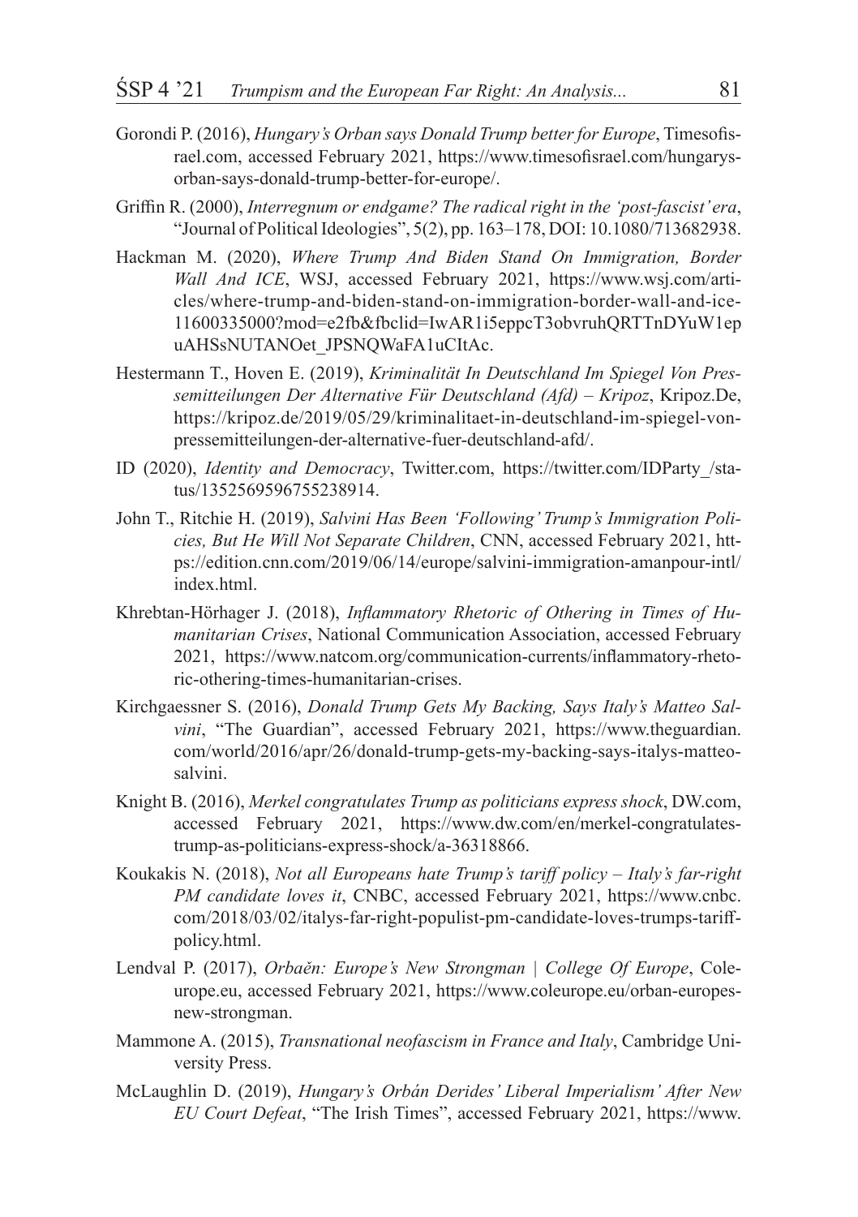Gorondi P. (2016), *Hungary's Orban says Donald Trump better for Europe*, Timesofisrael.com, accessed February 2021, https://www.timesofisrael.com/hungarys-orban-says-donald-trump-better-for-europe/.

Griffin R. (2000), *Interregnum or endgame? The radical right in the 'post-fascist' era*, "Journal of Political Ideologies", 5(2), pp. 163–178, DOI: 10.1080/713682938.

Hackman M. (2020), *Where Trump And Biden Stand On Immigration, Border Wall And ICE*, WSJ, accessed February 2021, https://www.wsj.com/articles/where-trump-and-biden-stand-on-immigration-border-wall-and-ice-11600335000?mod=e2fb&fbclid=IwAR1i5eppcT3obvruhQRTTnDYuW1epuAHSsNUTANOet_JPSNQWaFA1uCItAc.

Hestermann T., Hoven E. (2019), *Kriminalität In Deutschland Im Spiegel Von Pressemitteilungen Der Alternative Für Deutschland (Afd) – Kripoz*, Kripoz.De, https://kripoz.de/2019/05/29/kriminalitaet-in-deutschland-im-spiegel-von-pressemitteilungen-der-alternative-fuer-deutschland-afd/.

ID (2020), *Identity and Democracy*, Twitter.com, https://twitter.com/IDParty_/status/1352569596755238914.

John T., Ritchie H. (2019), *Salvini Has Been 'Following' Trump's Immigration Policies, But He Will Not Separate Children*, CNN, accessed February 2021, https://edition.cnn.com/2019/06/14/europe/salvini-immigration-amanpour-intl/index.html.

Khrebtan-Hörhager J. (2018), *Inflammatory Rhetoric of Othering in Times of Humanitarian Crises*, National Communication Association, accessed February 2021, https://www.natcom.org/communication-currents/inflammatory-rhetoric-othering-times-humanitarian-crises.

Kirchgaessner S. (2016), *Donald Trump Gets My Backing, Says Italy's Matteo Salvini*, "The Guardian", accessed February 2021, https://www.theguardian.com/world/2016/apr/26/donald-trump-gets-my-backing-says-italys-matteo-salvini.

Knight B. (2016), *Merkel congratulates Trump as politicians express shock*, DW.com, accessed February 2021, https://www.dw.com/en/merkel-congratulates-trump-as-politicians-express-shock/a-36318866.

Koukakis N. (2018), *Not all Europeans hate Trump's tariff policy – Italy's far-right PM candidate loves it*, CNBC, accessed February 2021, https://www.cnbc.com/2018/03/02/italys-far-right-populist-pm-candidate-loves-trumps-tariff-policy.html.

Lendval P. (2017), *Orbaěn: Europe's New Strongman | College Of Europe*, Coleurope.eu, accessed February 2021, https://www.coleurope.eu/orban-europes-new-strongman.

Mammone A. (2015), *Transnational neofascism in France and Italy*, Cambridge University Press.

McLaughlin D. (2019), *Hungary's Orbán Derides' Liberal Imperialism' After New EU Court Defeat*, "The Irish Times", accessed February 2021, https://www.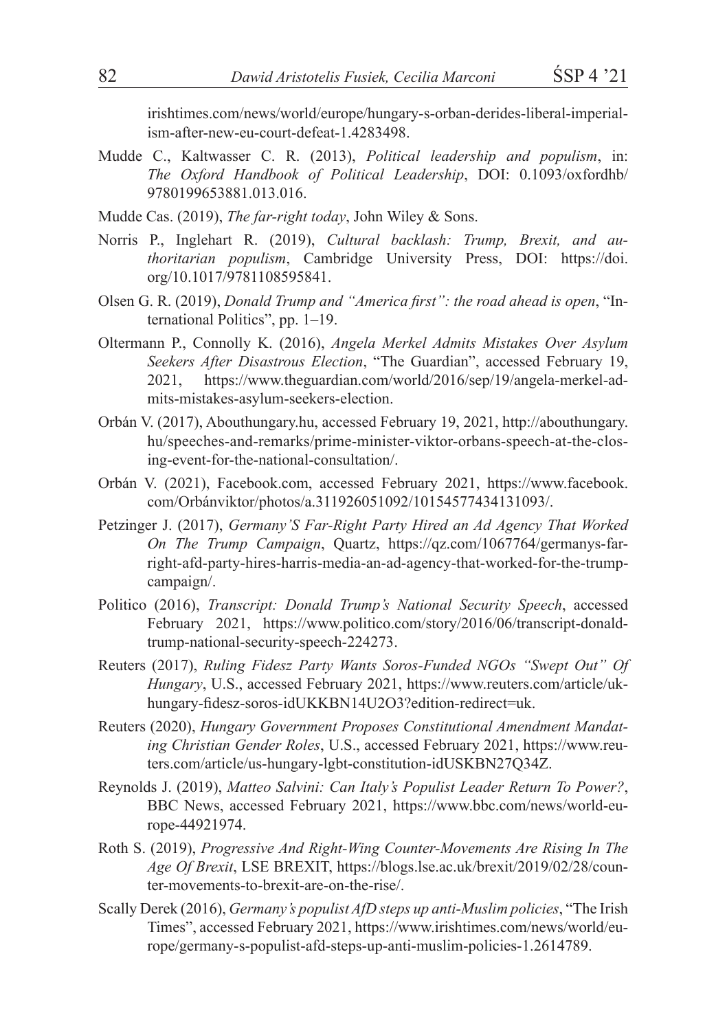irishtimes.com/news/world/europe/hungary-s-orban-derides-liberal-imperialism-after-new-eu-court-defeat-1.4283498.

Mudde C., Kaltwasser C. R. (2013), *Political leadership and populism*, in: *The Oxford Handbook of Political Leadership*, DOI: 0.1093/oxfordhb/9780199653881.013.016.

Mudde Cas. (2019), *The far-right today*, John Wiley & Sons.

Norris P., Inglehart R. (2019), *Cultural backlash: Trump, Brexit, and authoritarian populism*, Cambridge University Press, DOI: https://doi.org/10.1017/9781108595841.

Olsen G. R. (2019), *Donald Trump and "America first": the road ahead is open*, "International Politics", pp. 1–19.

Oltermann P., Connolly K. (2016), *Angela Merkel Admits Mistakes Over Asylum Seekers After Disastrous Election*, "The Guardian", accessed February 19, 2021, https://www.theguardian.com/world/2016/sep/19/angela-merkel-admits-mistakes-asylum-seekers-election.

Orbán V. (2017), Abouthungary.hu, accessed February 19, 2021, http://abouthungary.hu/speeches-and-remarks/prime-minister-viktor-orbans-speech-at-the-closing-event-for-the-national-consultation/.

Orbán V. (2021), Facebook.com, accessed February 2021, https://www.facebook.com/Orbánviktor/photos/a.311926051092/10154577434131093/.

Petzinger J. (2017), *Germany'S Far-Right Party Hired an Ad Agency That Worked On The Trump Campaign*, Quartz, https://qz.com/1067764/germanys-far-right-afd-party-hires-harris-media-an-ad-agency-that-worked-for-the-trump-campaign/.

Politico (2016), *Transcript: Donald Trump's National Security Speech*, accessed February 2021, https://www.politico.com/story/2016/06/transcript-donald-trump-national-security-speech-224273.

Reuters (2017), *Ruling Fidesz Party Wants Soros-Funded NGOs "Swept Out" Of Hungary*, U.S., accessed February 2021, https://www.reuters.com/article/uk-hungary-fidesz-soros-idUKKBN14U2O3?edition-redirect=uk.

Reuters (2020), *Hungary Government Proposes Constitutional Amendment Mandating Christian Gender Roles*, U.S., accessed February 2021, https://www.reuters.com/article/us-hungary-lgbt-constitution-idUSKBN27Q34Z.

Reynolds J. (2019), *Matteo Salvini: Can Italy's Populist Leader Return To Power?*, BBC News, accessed February 2021, https://www.bbc.com/news/world-europe-44921974.

Roth S. (2019), *Progressive And Right-Wing Counter-Movements Are Rising In The Age Of Brexit*, LSE BREXIT, https://blogs.lse.ac.uk/brexit/2019/02/28/counter-movements-to-brexit-are-on-the-rise/.

Scally Derek (2016), *Germany's populist AfD steps up anti-Muslim policies*, "The Irish Times", accessed February 2021, https://www.irishtimes.com/news/world/europe/germany-s-populist-afd-steps-up-anti-muslim-policies-1.2614789.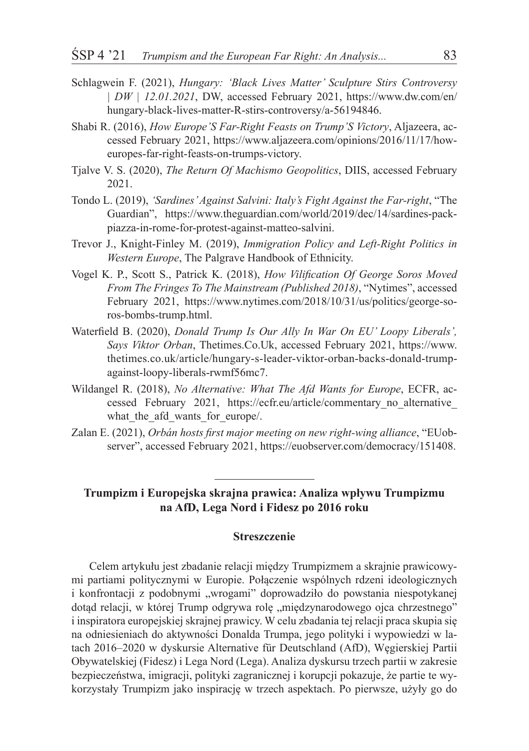Schlagwein F. (2021), *Hungary: 'Black Lives Matter' Sculpture Stirs Controversy | DW | 12.01.2021*, DW, accessed February 2021, https://www.dw.com/en/hungary-black-lives-matter-R-stirs-controversy/a-56194846.

Shabi R. (2016), *How Europe'S Far-Right Feasts on Trump'S Victory*, Aljazeera, accessed February 2021, https://www.aljazeera.com/opinions/2016/11/17/how-europes-far-right-feasts-on-trumps-victory.

Tjalve V. S. (2020), *The Return Of Machismo Geopolitics*, DIIS, accessed February 2021.

Tondo L. (2019), *'Sardines' Against Salvini: Italy's Fight Against the Far-right*, "The Guardian", https://www.theguardian.com/world/2019/dec/14/sardines-pack-piazza-in-rome-for-protest-against-matteo-salvini.

Trevor J., Knight-Finley M. (2019), *Immigration Policy and Left-Right Politics in Western Europe*, The Palgrave Handbook of Ethnicity.

Vogel K. P., Scott S., Patrick K. (2018), *How Vilification Of George Soros Moved From The Fringes To The Mainstream (Published 2018)*, "Nytimes", accessed February 2021, https://www.nytimes.com/2018/10/31/us/politics/george-soros-bombs-trump.html.

Waterfield B. (2020), *Donald Trump Is Our Ally In War On EU' Loopy Liberals', Says Viktor Orban*, Thetimes.Co.Uk, accessed February 2021, https://www.thetimes.co.uk/article/hungary-s-leader-viktor-orban-backs-donald-trump-against-loopy-liberals-rwmf56mc7.

Wildangel R. (2018), *No Alternative: What The Afd Wants for Europe*, ECFR, accessed February 2021, https://ecfr.eu/article/commentary_no_alternative_what_the_afd_wants_for_europe/.

Zalan E. (2021), *Orbán hosts first major meeting on new right-wing alliance*, "EUobserver", accessed February 2021, https://euobserver.com/democracy/151408.

---

**Trumpizm i Europejska skrajna prawica: Analiza wpływu Trumpizmu na AfD, Lega Nord i Fidesz po 2016 roku**

**Streszczenie**

Celem artykułu jest zbadanie relacji między Trumpizmem a skrajnie prawicowymi partiami politycznymi w Europie. Połączenie wspólnych rdzeni ideologicznych i konfrontacji z podobnymi „wrogami" doprowadziło do powstania niespotykanej dotąd relacji, w której Trump odgrywa rolę „międzynarodowego ojca chrzestnego" i inspiratora europejskiej skrajnej prawicy. W celu zbadania tej relacji praca skupia się na odniesieniach do aktywności Donalda Trumpa, jego polityki i wypowiedzi w latach 2016–2020 w dyskursie Alternative für Deutschland (AfD), Węgierskiej Partii Obywatelskiej (Fidesz) i Lega Nord (Lega). Analiza dyskursu trzech partii w zakresie bezpieczeństwa, imigracji, polityki zagranicznej i korupcji pokazuje, że partie te wykorzystały Trumpizm jako inspirację w trzech aspektach. Po pierwsze, użyły go do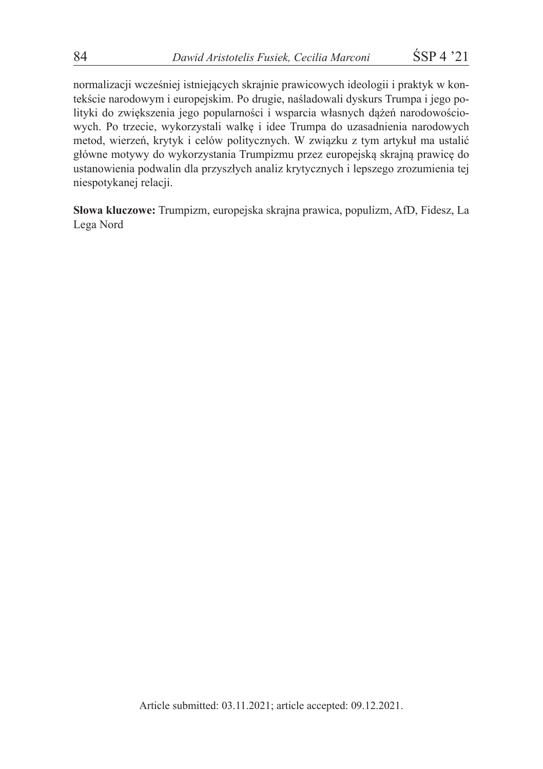normalizacji wcześniej istniejących skrajnie prawicowych ideologii i praktyk w kontekście narodowym i europejskim. Po drugie, naśladowali dyskurs Trumpa i jego polityki do zwiększenia jego popularności i wsparcia własnych dążeń narodowościowych. Po trzecie, wykorzystali walkę i idee Trumpa do uzasadnienia narodowych metod, wierzeń, krytyk i celów politycznych. W związku z tym artykuł ma ustalić główne motywy do wykorzystania Trumpizmu przez europejską skrajną prawicę do ustanowienia podwalin dla przyszłych analiz krytycznych i lepszego zrozumienia tej niespotykanej relacji.

**Słowa kluczowe:** Trumpizm, europejska skrajna prawica, populizm, AfD, Fidesz, La Lega Nord

Article submitted: 03.11.2021; article accepted: 09.12.2021.